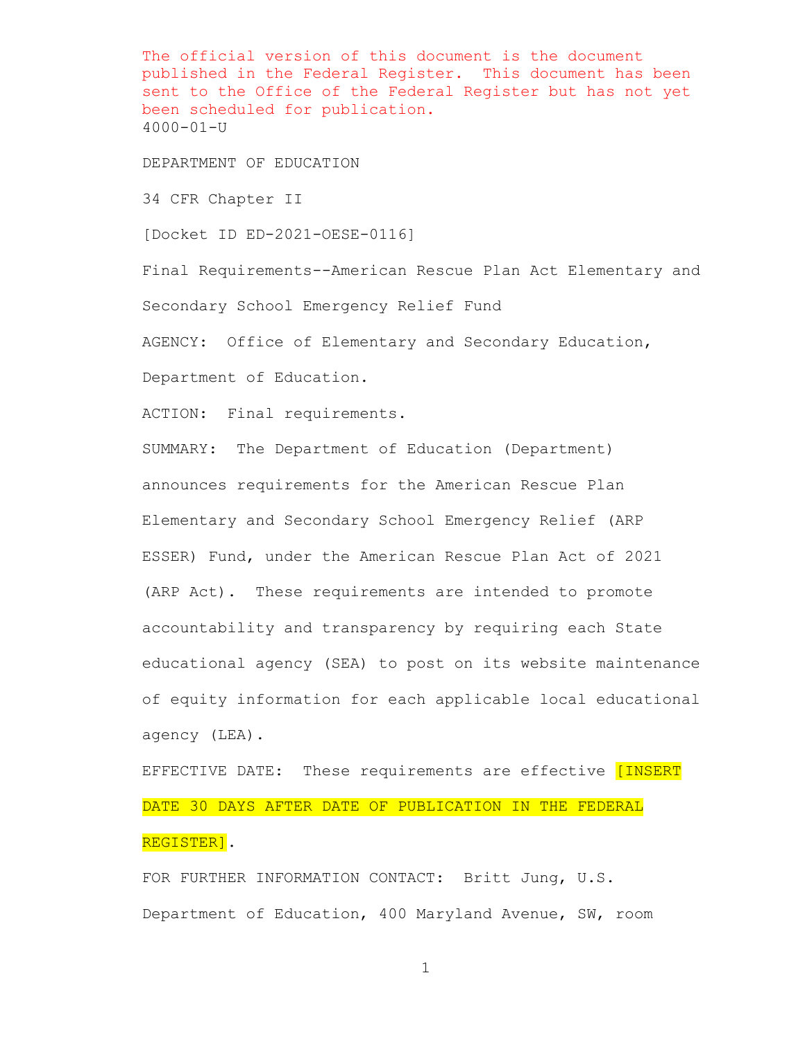The official version of this document is the document published in the Federal Register. This document has been sent to the Office of the Federal Register but has not yet been scheduled for publication.

4000-01-U

DEPARTMENT OF EDUCATION

34 CFR Chapter II

[Docket ID ED-2021-OESE-0116]

Final Requirements--American Rescue Plan Act Elementary and Secondary School Emergency Relief Fund

AGENCY: Office of Elementary and Secondary Education, Department of Education.

ACTION: Final requirements.

SUMMARY: The Department of Education (Department) announces requirements for the American Rescue Plan Elementary and Secondary School Emergency Relief (ARP ESSER) Fund, under the American Rescue Plan Act of 2021 (ARP Act). These requirements are intended to promote accountability and transparency by requiring each State educational agency (SEA) to post on its website maintenance of equity information for each applicable local educational agency (LEA).

EFFECTIVE DATE: These requirements are effective [INSERT DATE 30 DAYS AFTER DATE OF PUBLICATION IN THE FEDERAL REGISTER].

FOR FURTHER INFORMATION CONTACT: Britt Jung, U.S. Department of Education, 400 Maryland Avenue, SW, room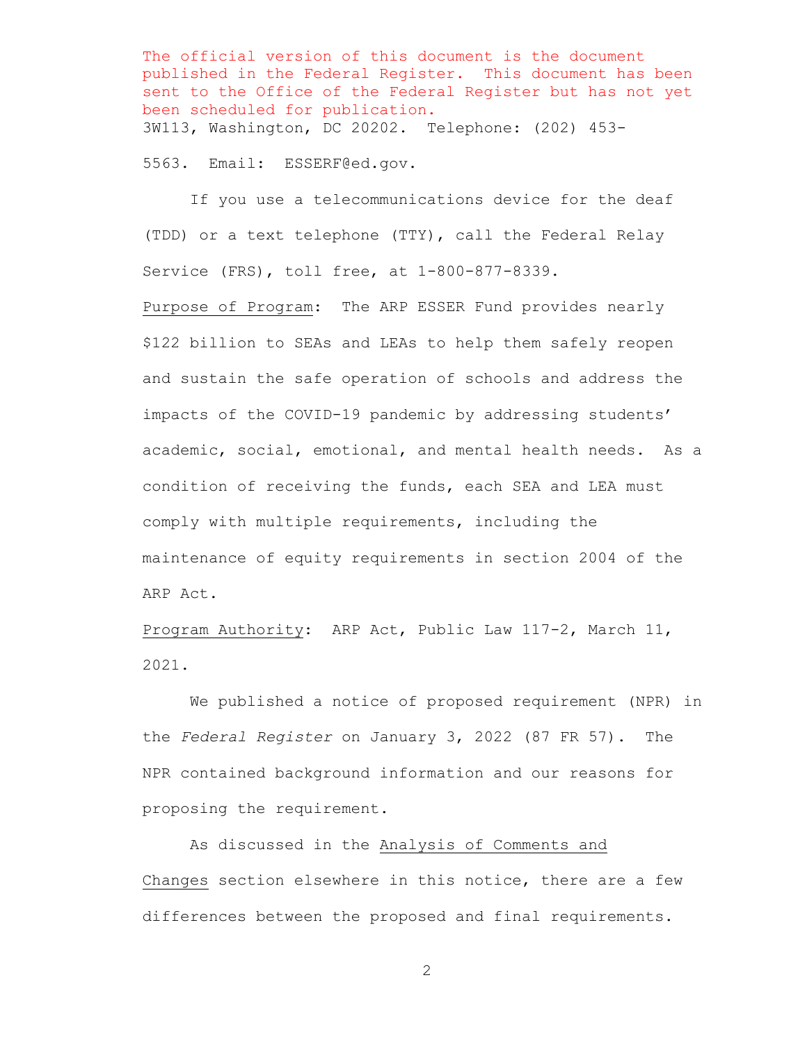The official version of this document is the document published in the Federal Register. This document has been sent to the Office of the Federal Register but has not yet been scheduled for publication.

3W113, Washington, DC 20202. Telephone: (202) 453-5563. Email: ESSERF@ed.gov.

If you use a telecommunications device for the deaf (TDD) or a text telephone (TTY), call the Federal Relay Service (FRS), toll free, at 1-800-877-8339.

Purpose of Program: The ARP ESSER Fund provides nearly $122 billion to SEAs and LEAs to help them safely reopen and sustain the safe operation of schools and address the impacts of the COVID-19 pandemic by addressing students' academic, social, emotional, and mental health needs. As a condition of receiving the funds, each SEA and LEA must comply with multiple requirements, including the maintenance of equity requirements in section 2004 of the ARP Act.

Program Authority: ARP Act, Public Law 117-2, March 11, 2021.

We published a notice of proposed requirement (NPR) in the *Federal Register* on January 3, 2022 (87 FR 57). The NPR contained background information and our reasons for proposing the requirement.

As discussed in the Analysis of Comments and Changes section elsewhere in this notice, there are a few differences between the proposed and final requirements.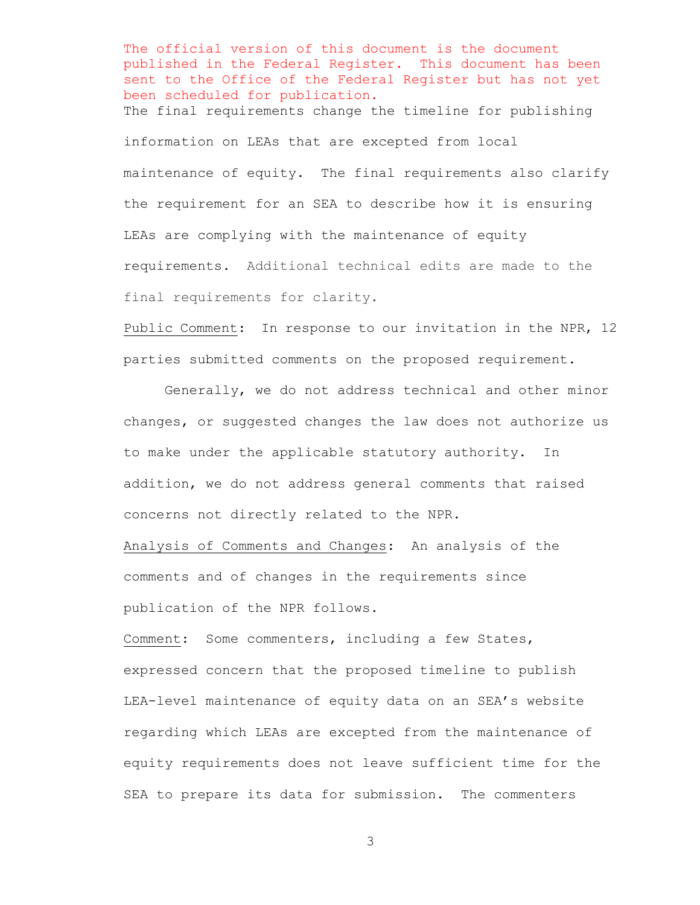The official version of this document is the document published in the Federal Register. This document has been sent to the Office of the Federal Register but has not yet been scheduled for publication.

The final requirements change the timeline for publishing information on LEAs that are excepted from local maintenance of equity. The final requirements also clarify the requirement for an SEA to describe how it is ensuring LEAs are complying with the maintenance of equity requirements. Additional technical edits are made to the final requirements for clarity.

Public Comment: In response to our invitation in the NPR, 12 parties submitted comments on the proposed requirement.

Generally, we do not address technical and other minor changes, or suggested changes the law does not authorize us to make under the applicable statutory authority. In addition, we do not address general comments that raised concerns not directly related to the NPR.

Analysis of Comments and Changes: An analysis of the comments and of changes in the requirements since publication of the NPR follows.

Comment: Some commenters, including a few States, expressed concern that the proposed timeline to publish LEA-level maintenance of equity data on an SEA's website regarding which LEAs are excepted from the maintenance of equity requirements does not leave sufficient time for the SEA to prepare its data for submission. The commenters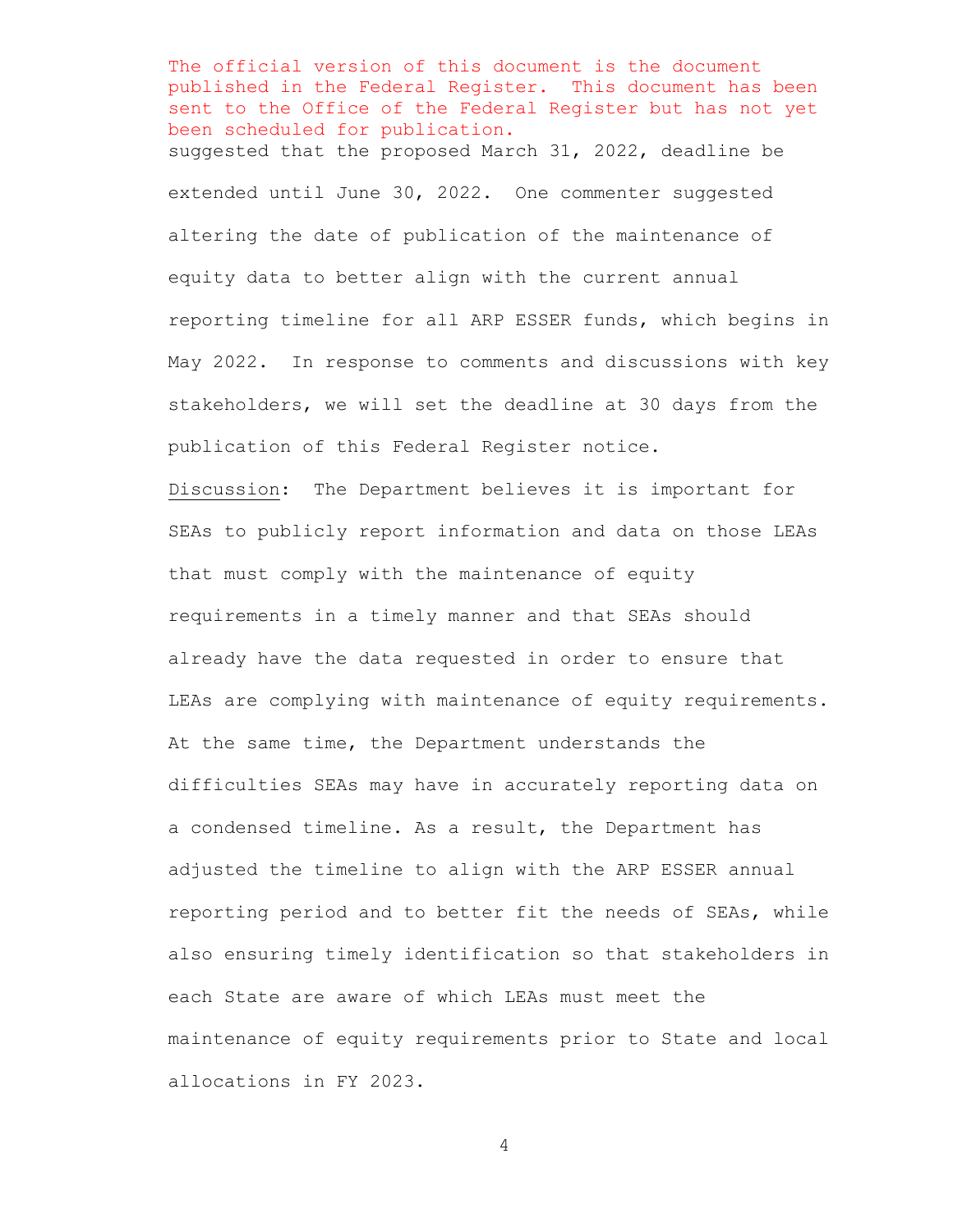The official version of this document is the document published in the Federal Register. This document has been sent to the Office of the Federal Register but has not yet been scheduled for publication.

suggested that the proposed March 31, 2022, deadline be extended until June 30, 2022. One commenter suggested altering the date of publication of the maintenance of equity data to better align with the current annual reporting timeline for all ARP ESSER funds, which begins in May 2022. In response to comments and discussions with key stakeholders, we will set the deadline at 30 days from the publication of this Federal Register notice.

Discussion: The Department believes it is important for SEAs to publicly report information and data on those LEAs that must comply with the maintenance of equity requirements in a timely manner and that SEAs should already have the data requested in order to ensure that LEAs are complying with maintenance of equity requirements. At the same time, the Department understands the difficulties SEAs may have in accurately reporting data on a condensed timeline. As a result, the Department has adjusted the timeline to align with the ARP ESSER annual reporting period and to better fit the needs of SEAs, while also ensuring timely identification so that stakeholders in each State are aware of which LEAs must meet the maintenance of equity requirements prior to State and local allocations in FY 2023.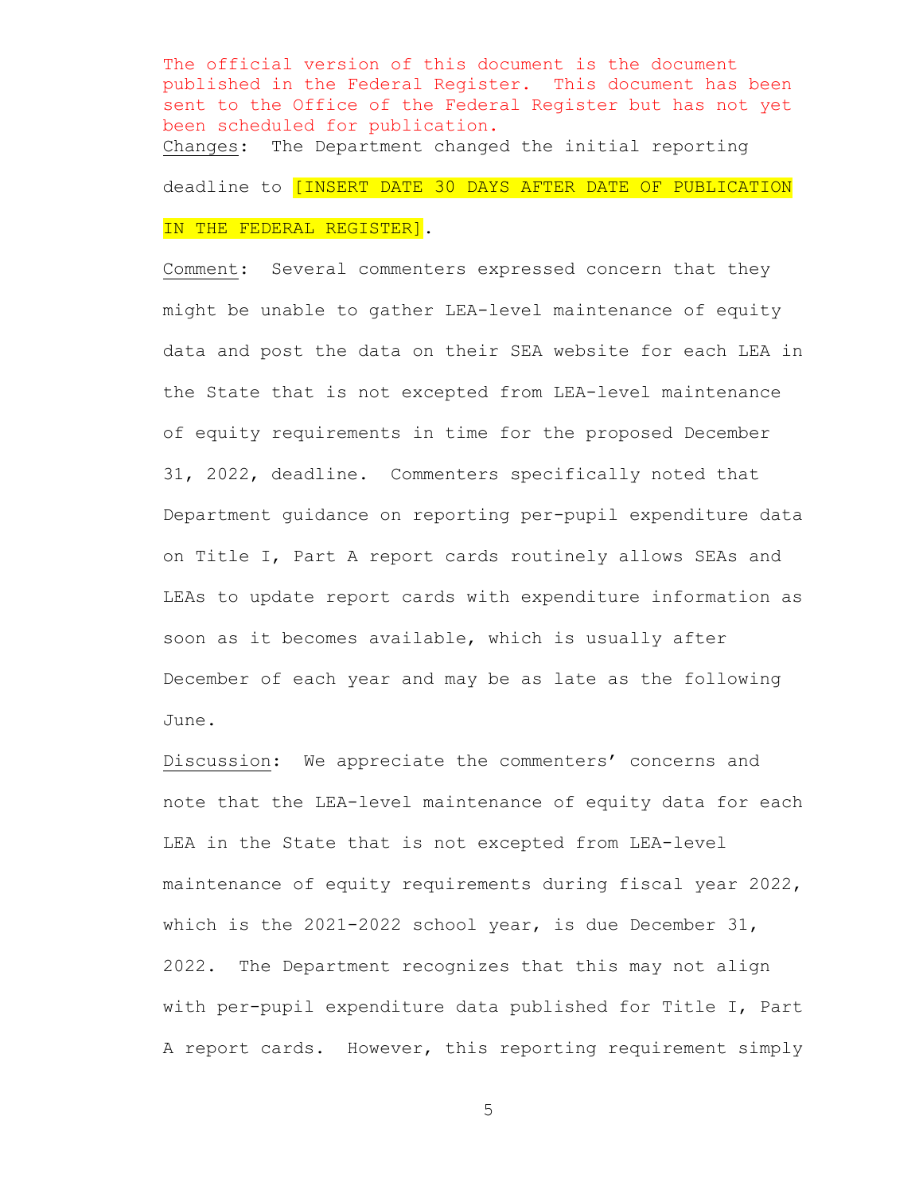The official version of this document is the document published in the Federal Register. This document has been sent to the Office of the Federal Register but has not yet been scheduled for publication.

Changes: The Department changed the initial reporting deadline to [INSERT DATE 30 DAYS AFTER DATE OF PUBLICATION IN THE FEDERAL REGISTER].

Comment: Several commenters expressed concern that they might be unable to gather LEA-level maintenance of equity data and post the data on their SEA website for each LEA in the State that is not excepted from LEA-level maintenance of equity requirements in time for the proposed December 31, 2022, deadline. Commenters specifically noted that Department guidance on reporting per-pupil expenditure data on Title I, Part A report cards routinely allows SEAs and LEAs to update report cards with expenditure information as soon as it becomes available, which is usually after December of each year and may be as late as the following June.

Discussion: We appreciate the commenters' concerns and note that the LEA-level maintenance of equity data for each LEA in the State that is not excepted from LEA-level maintenance of equity requirements during fiscal year 2022, which is the 2021-2022 school year, is due December 31, 2022. The Department recognizes that this may not align with per-pupil expenditure data published for Title I, Part A report cards. However, this reporting requirement simply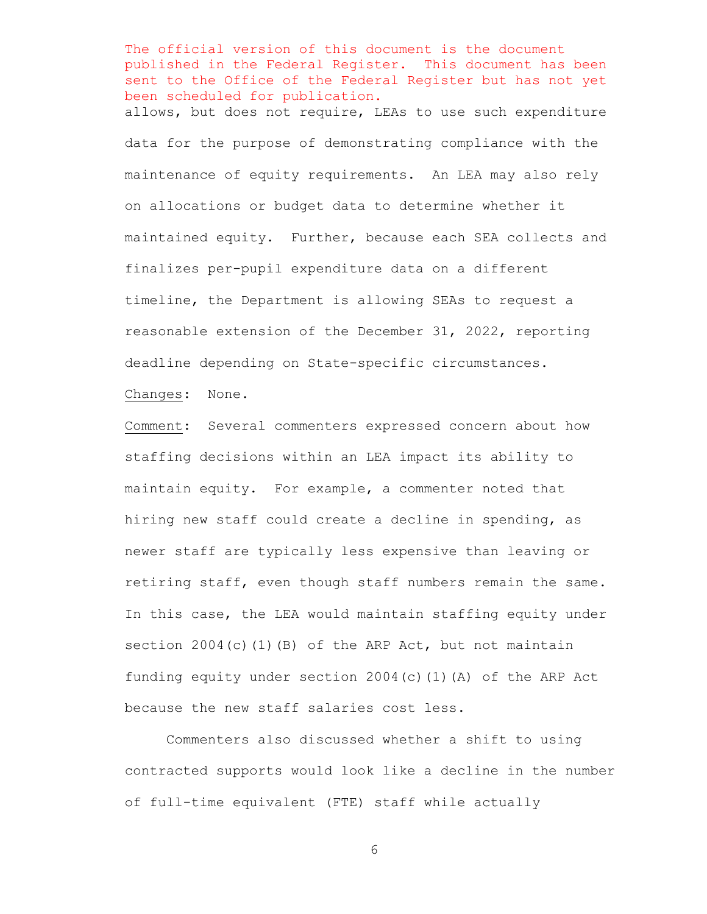The official version of this document is the document published in the Federal Register. This document has been sent to the Office of the Federal Register but has not yet been scheduled for publication.

allows, but does not require, LEAs to use such expenditure data for the purpose of demonstrating compliance with the maintenance of equity requirements. An LEA may also rely on allocations or budget data to determine whether it maintained equity. Further, because each SEA collects and finalizes per-pupil expenditure data on a different timeline, the Department is allowing SEAs to request a reasonable extension of the December 31, 2022, reporting deadline depending on State-specific circumstances.

Changes: None.

Comment: Several commenters expressed concern about how staffing decisions within an LEA impact its ability to maintain equity. For example, a commenter noted that hiring new staff could create a decline in spending, as newer staff are typically less expensive than leaving or retiring staff, even though staff numbers remain the same. In this case, the LEA would maintain staffing equity under section 2004(c)(1)(B) of the ARP Act, but not maintain funding equity under section 2004(c)(1)(A) of the ARP Act because the new staff salaries cost less.

Commenters also discussed whether a shift to using contracted supports would look like a decline in the number of full-time equivalent (FTE) staff while actually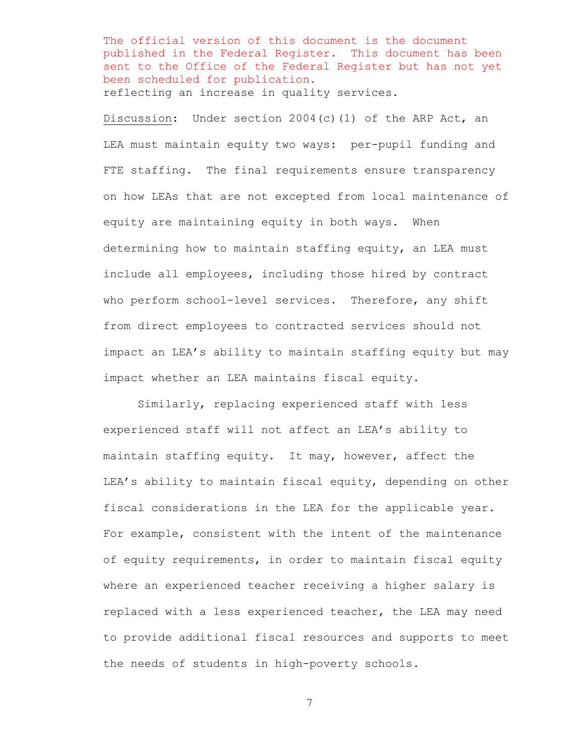reflecting an increase in quality services.

Discussion: Under section 2004(c)(1) of the ARP Act, an LEA must maintain equity two ways: per-pupil funding and FTE staffing. The final requirements ensure transparency on how LEAs that are not excepted from local maintenance of equity are maintaining equity in both ways. When determining how to maintain staffing equity, an LEA must include all employees, including those hired by contract who perform school-level services. Therefore, any shift from direct employees to contracted services should not impact an LEA's ability to maintain staffing equity but may impact whether an LEA maintains fiscal equity.

Similarly, replacing experienced staff with less experienced staff will not affect an LEA's ability to maintain staffing equity. It may, however, affect the LEA's ability to maintain fiscal equity, depending on other fiscal considerations in the LEA for the applicable year. For example, consistent with the intent of the maintenance of equity requirements, in order to maintain fiscal equity where an experienced teacher receiving a higher salary is replaced with a less experienced teacher, the LEA may need to provide additional fiscal resources and supports to meet the needs of students in high-poverty schools.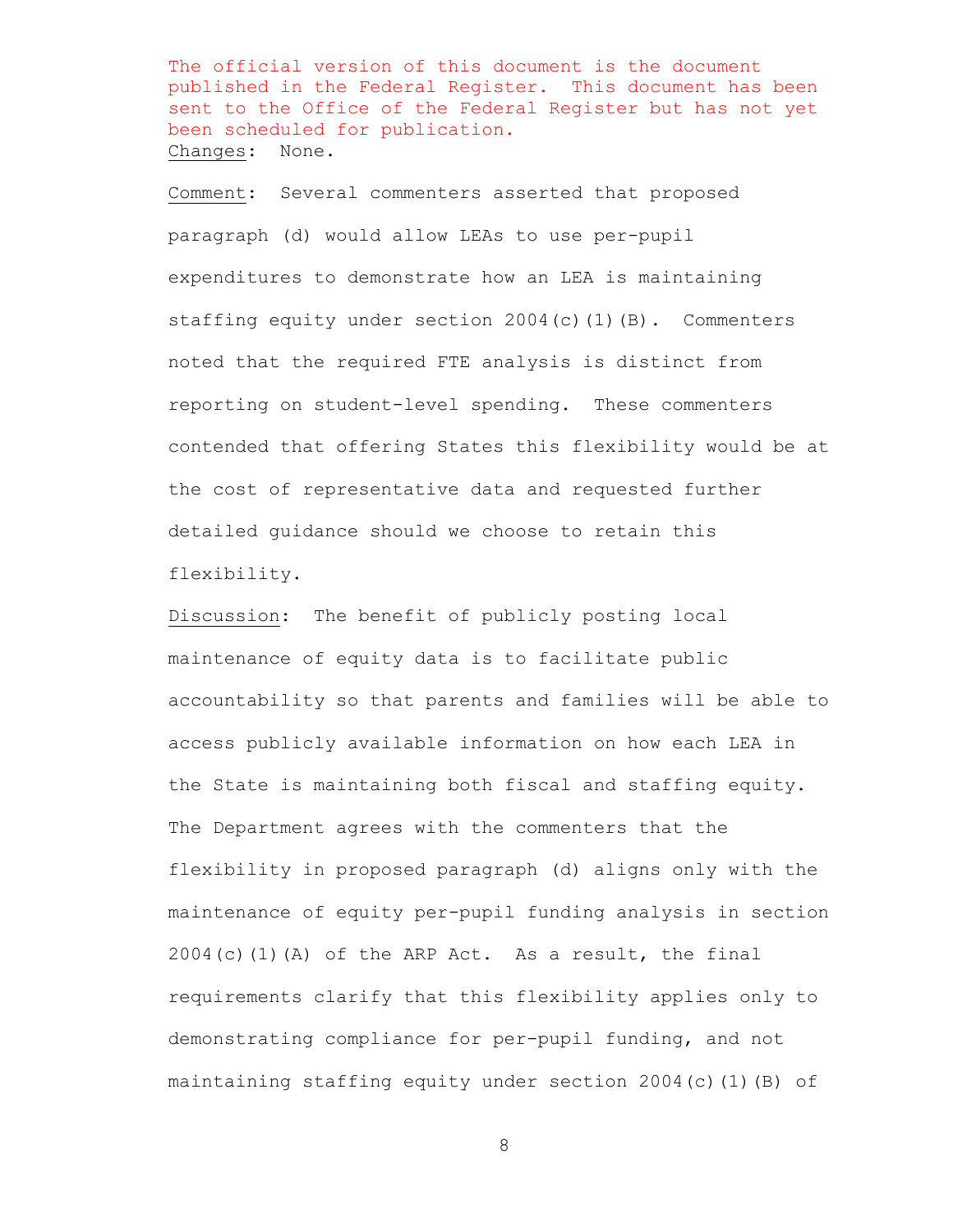The official version of this document is the document published in the Federal Register. This document has been sent to the Office of the Federal Register but has not yet been scheduled for publication.

Changes: None.

Comment: Several commenters asserted that proposed paragraph (d) would allow LEAs to use per-pupil expenditures to demonstrate how an LEA is maintaining staffing equity under section 2004(c)(1)(B). Commenters noted that the required FTE analysis is distinct from reporting on student-level spending. These commenters contended that offering States this flexibility would be at the cost of representative data and requested further detailed guidance should we choose to retain this flexibility.

Discussion: The benefit of publicly posting local maintenance of equity data is to facilitate public accountability so that parents and families will be able to access publicly available information on how each LEA in the State is maintaining both fiscal and staffing equity. The Department agrees with the commenters that the flexibility in proposed paragraph (d) aligns only with the maintenance of equity per-pupil funding analysis in section 2004(c)(1)(A) of the ARP Act. As a result, the final requirements clarify that this flexibility applies only to demonstrating compliance for per-pupil funding, and not maintaining staffing equity under section 2004(c)(1)(B) of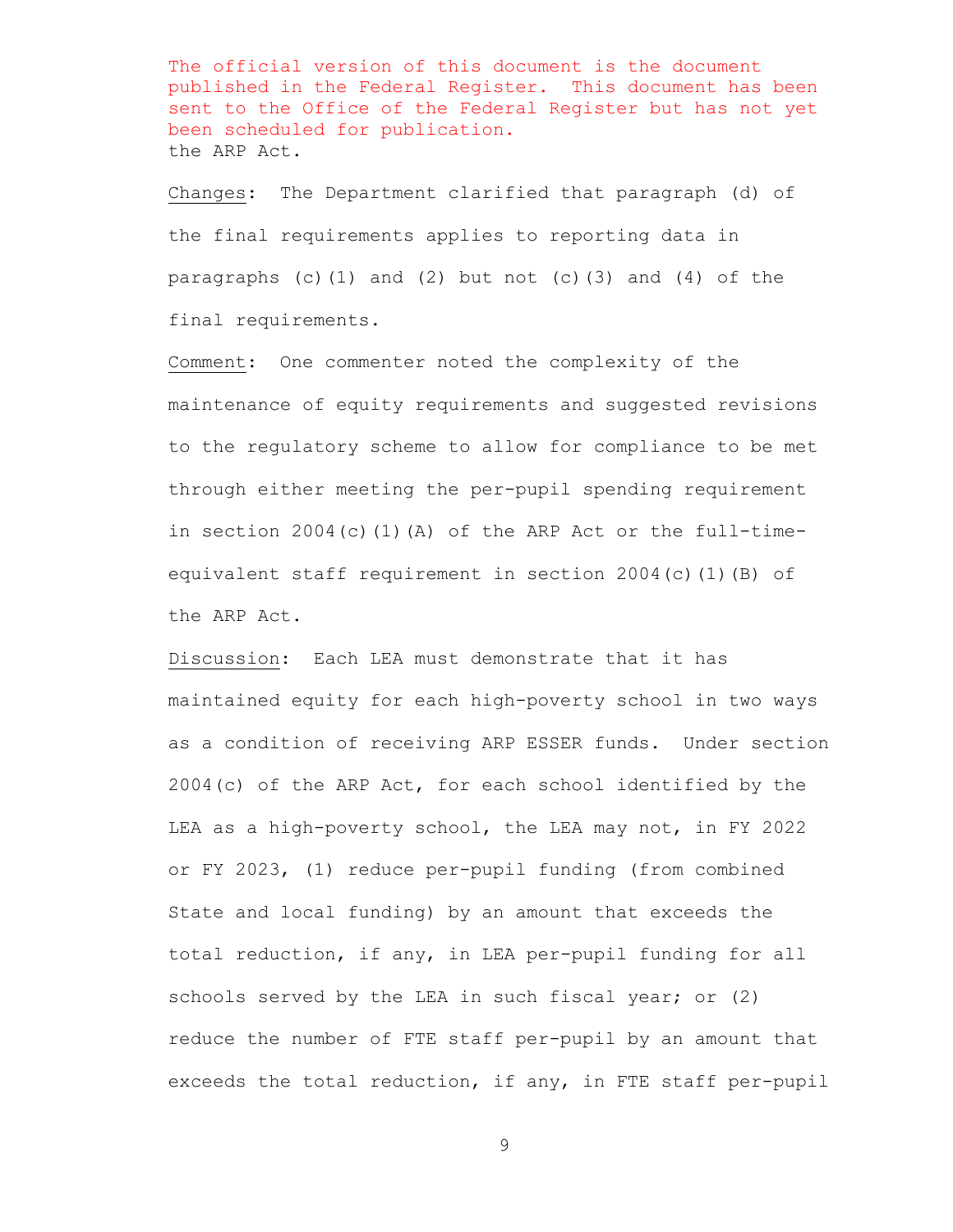The official version of this document is the document published in the Federal Register. This document has been sent to the Office of the Federal Register but has not yet been scheduled for publication.

the ARP Act.

Changes: The Department clarified that paragraph (d) of the final requirements applies to reporting data in paragraphs (c)(1) and (2) but not (c)(3) and (4) of the final requirements.

Comment: One commenter noted the complexity of the maintenance of equity requirements and suggested revisions to the regulatory scheme to allow for compliance to be met through either meeting the per-pupil spending requirement in section 2004(c)(1)(A) of the ARP Act or the full-time-equivalent staff requirement in section 2004(c)(1)(B) of the ARP Act.

Discussion: Each LEA must demonstrate that it has maintained equity for each high-poverty school in two ways as a condition of receiving ARP ESSER funds. Under section 2004(c) of the ARP Act, for each school identified by the LEA as a high-poverty school, the LEA may not, in FY 2022 or FY 2023, (1) reduce per-pupil funding (from combined State and local funding) by an amount that exceeds the total reduction, if any, in LEA per-pupil funding for all schools served by the LEA in such fiscal year; or (2) reduce the number of FTE staff per-pupil by an amount that exceeds the total reduction, if any, in FTE staff per-pupil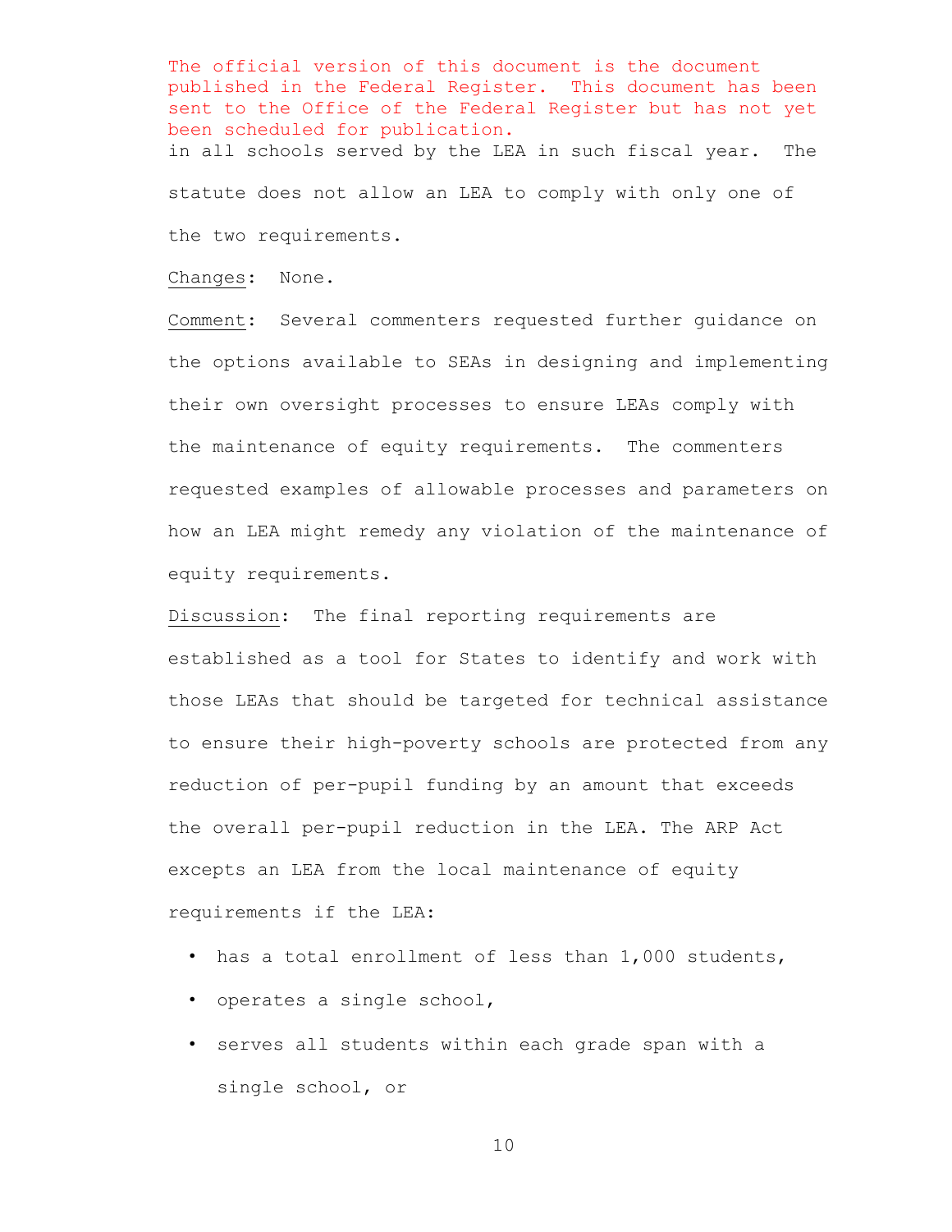The official version of this document is the document published in the Federal Register. This document has been sent to the Office of the Federal Register but has not yet been scheduled for publication.

in all schools served by the LEA in such fiscal year. The statute does not allow an LEA to comply with only one of the two requirements.

Changes: None.

Comment: Several commenters requested further guidance on the options available to SEAs in designing and implementing their own oversight processes to ensure LEAs comply with the maintenance of equity requirements. The commenters requested examples of allowable processes and parameters on how an LEA might remedy any violation of the maintenance of equity requirements.

Discussion: The final reporting requirements are established as a tool for States to identify and work with those LEAs that should be targeted for technical assistance to ensure their high-poverty schools are protected from any reduction of per-pupil funding by an amount that exceeds the overall per-pupil reduction in the LEA. The ARP Act excepts an LEA from the local maintenance of equity requirements if the LEA:

- has a total enrollment of less than 1,000 students,
- operates a single school,
- serves all students within each grade span with a single school, or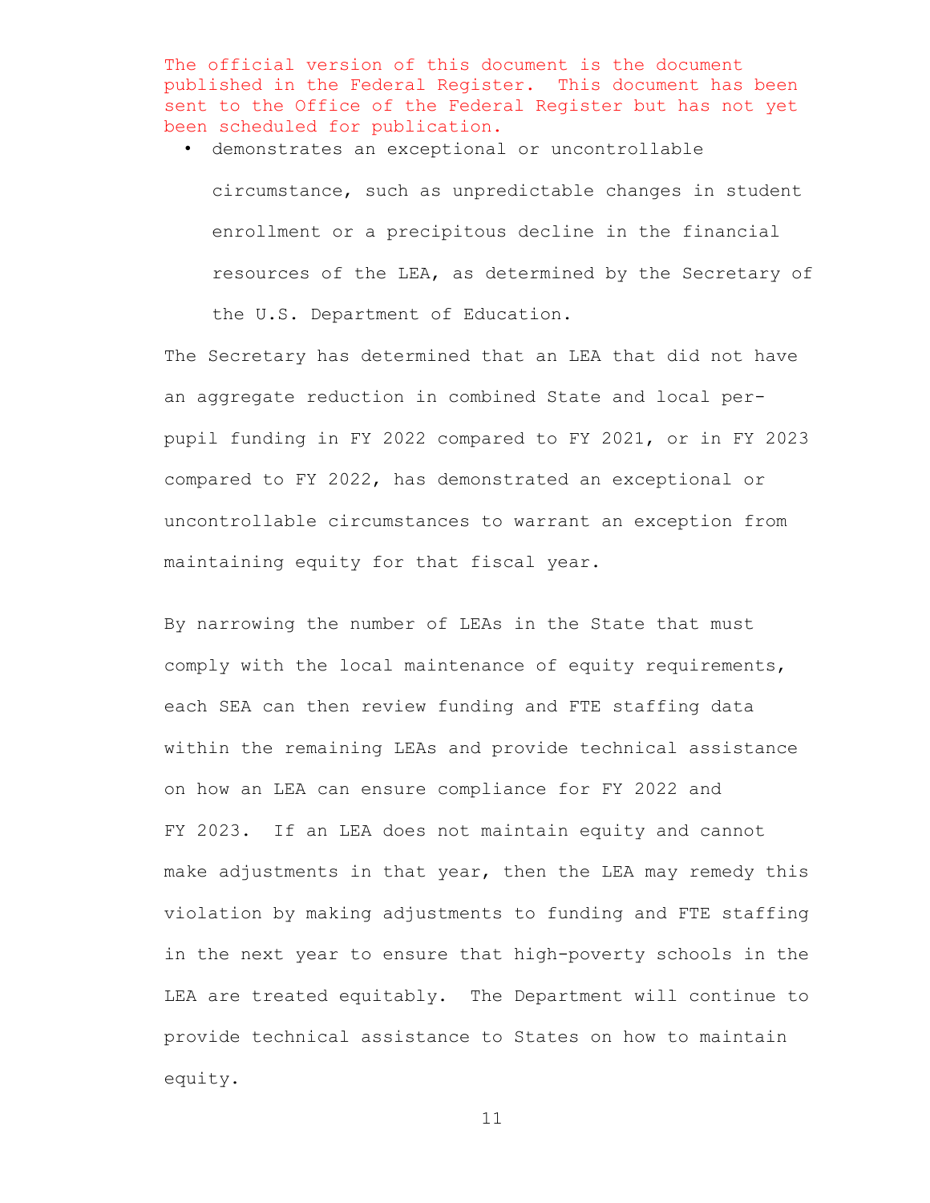The official version of this document is the document published in the Federal Register. This document has been sent to the Office of the Federal Register but has not yet been scheduled for publication.

- demonstrates an exceptional or uncontrollable circumstance, such as unpredictable changes in student enrollment or a precipitous decline in the financial resources of the LEA, as determined by the Secretary of the U.S. Department of Education.

The Secretary has determined that an LEA that did not have an aggregate reduction in combined State and local per-pupil funding in FY 2022 compared to FY 2021, or in FY 2023 compared to FY 2022, has demonstrated an exceptional or uncontrollable circumstances to warrant an exception from maintaining equity for that fiscal year.

By narrowing the number of LEAs in the State that must comply with the local maintenance of equity requirements, each SEA can then review funding and FTE staffing data within the remaining LEAs and provide technical assistance on how an LEA can ensure compliance for FY 2022 and FY 2023. If an LEA does not maintain equity and cannot make adjustments in that year, then the LEA may remedy this violation by making adjustments to funding and FTE staffing in the next year to ensure that high-poverty schools in the LEA are treated equitably. The Department will continue to provide technical assistance to States on how to maintain equity.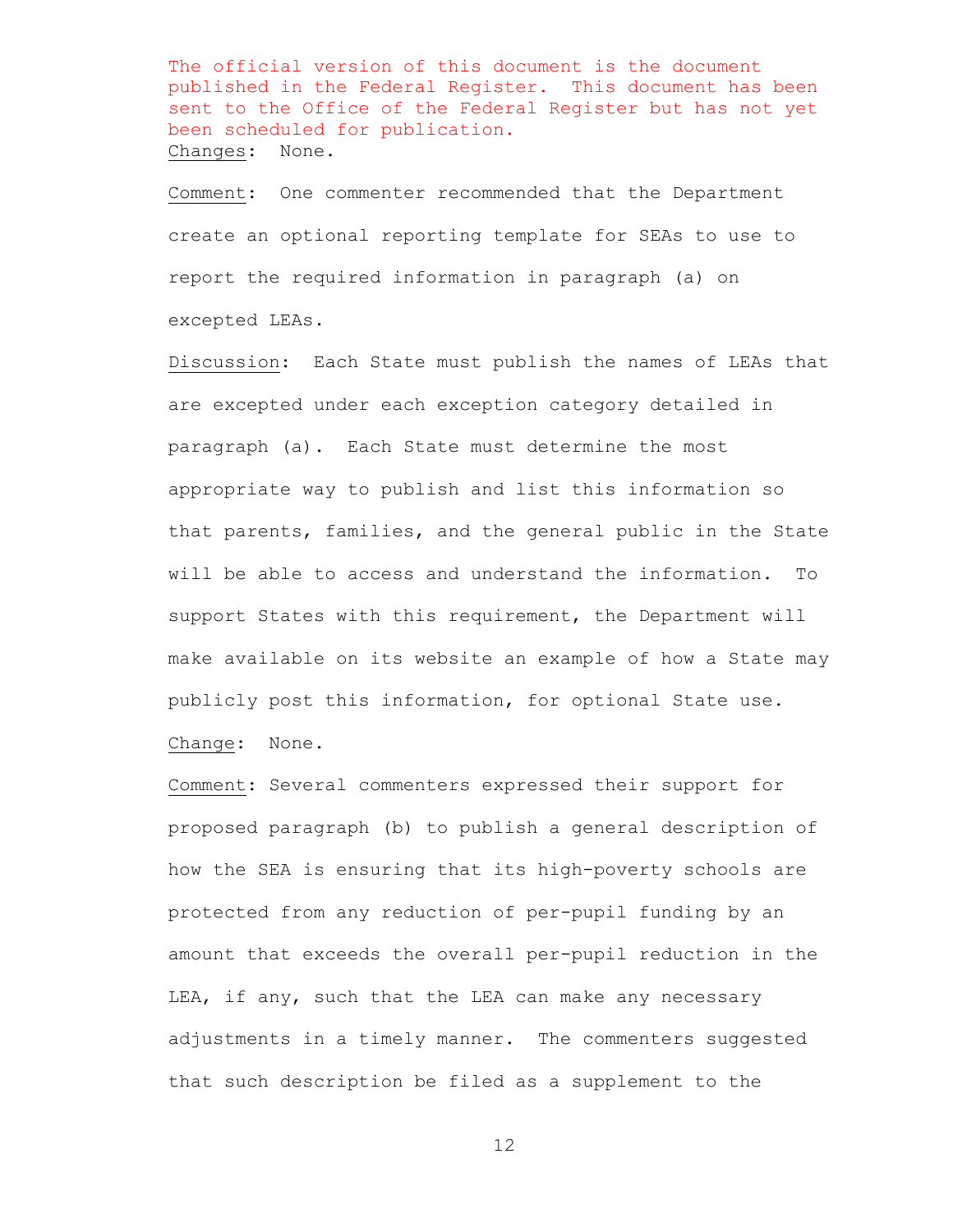The official version of this document is the document published in the Federal Register. This document has been sent to the Office of the Federal Register but has not yet been scheduled for publication.

Changes: None.

Comment: One commenter recommended that the Department create an optional reporting template for SEAs to use to report the required information in paragraph (a) on excepted LEAs.

Discussion: Each State must publish the names of LEAs that are excepted under each exception category detailed in paragraph (a). Each State must determine the most appropriate way to publish and list this information so that parents, families, and the general public in the State will be able to access and understand the information. To support States with this requirement, the Department will make available on its website an example of how a State may publicly post this information, for optional State use.

Change: None.

Comment: Several commenters expressed their support for proposed paragraph (b) to publish a general description of how the SEA is ensuring that its high-poverty schools are protected from any reduction of per-pupil funding by an amount that exceeds the overall per-pupil reduction in the LEA, if any, such that the LEA can make any necessary adjustments in a timely manner. The commenters suggested that such description be filed as a supplement to the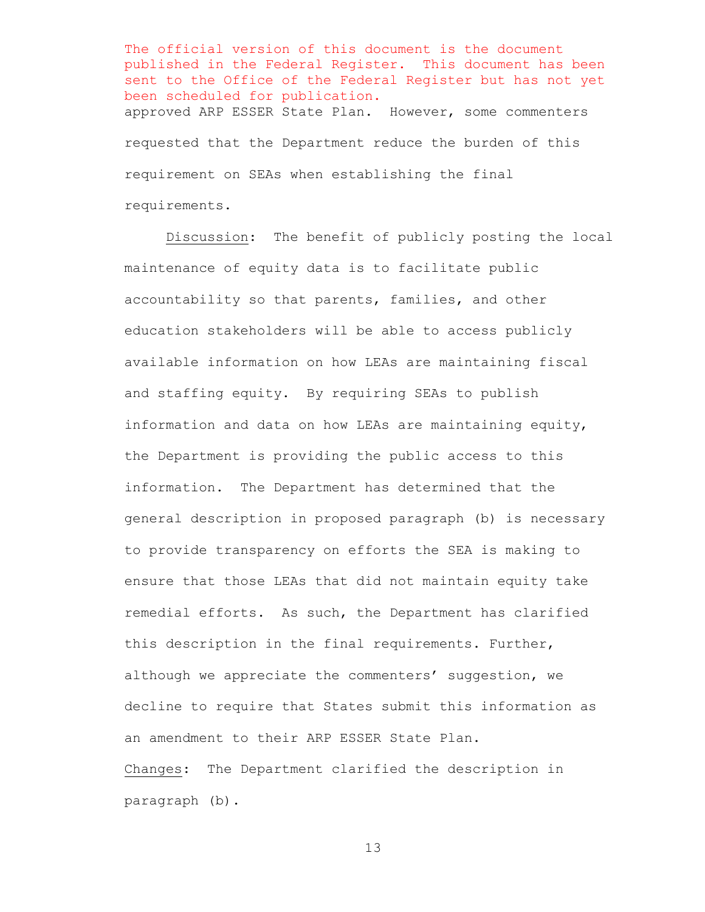The official version of this document is the document published in the Federal Register. This document has been sent to the Office of the Federal Register but has not yet been scheduled for publication.

approved ARP ESSER State Plan. However, some commenters requested that the Department reduce the burden of this requirement on SEAs when establishing the final requirements.

Discussion: The benefit of publicly posting the local maintenance of equity data is to facilitate public accountability so that parents, families, and other education stakeholders will be able to access publicly available information on how LEAs are maintaining fiscal and staffing equity. By requiring SEAs to publish information and data on how LEAs are maintaining equity, the Department is providing the public access to this information. The Department has determined that the general description in proposed paragraph (b) is necessary to provide transparency on efforts the SEA is making to ensure that those LEAs that did not maintain equity take remedial efforts. As such, the Department has clarified this description in the final requirements. Further, although we appreciate the commenters' suggestion, we decline to require that States submit this information as an amendment to their ARP ESSER State Plan.

Changes: The Department clarified the description in paragraph (b).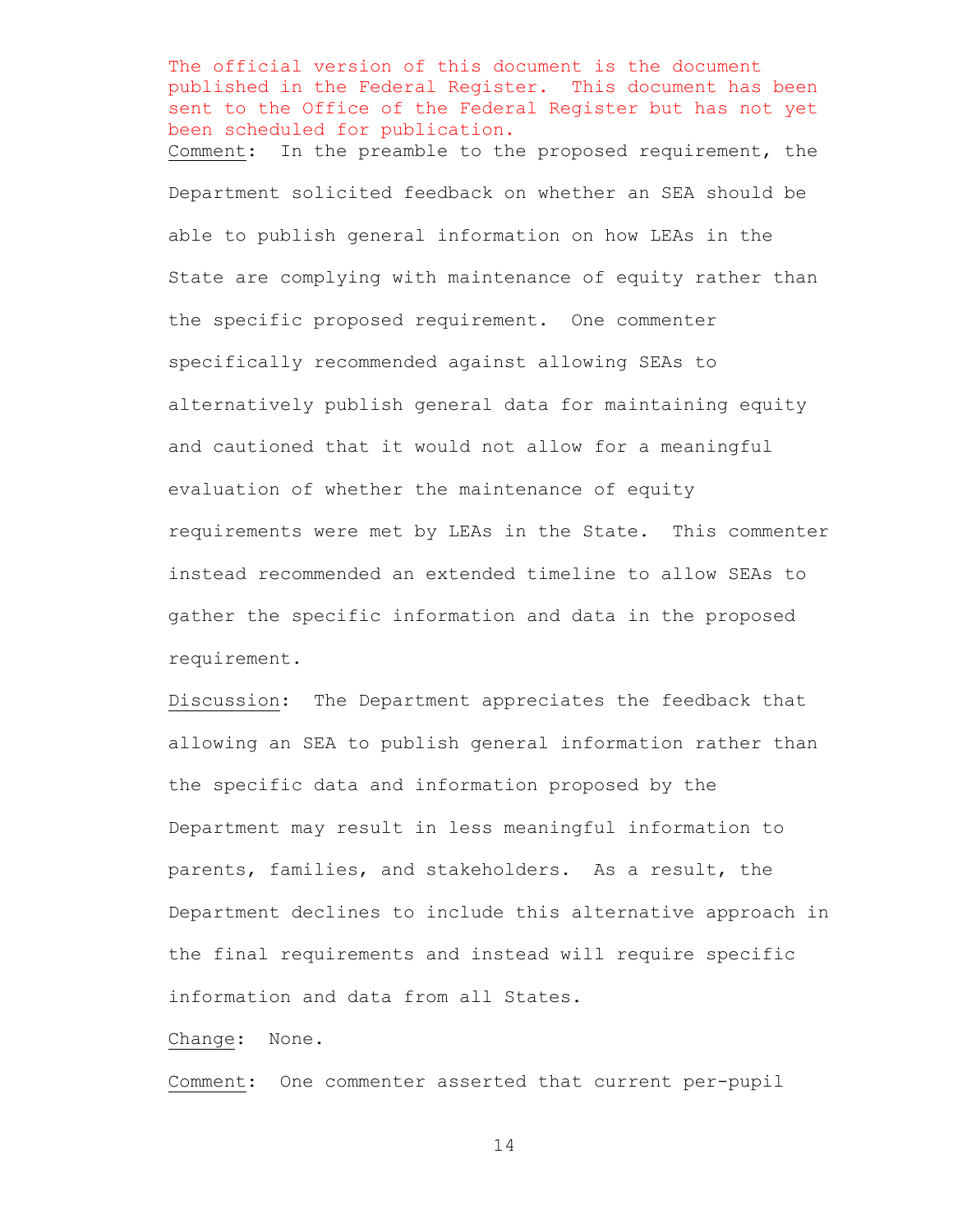The official version of this document is the document published in the Federal Register. This document has been sent to the Office of the Federal Register but has not yet been scheduled for publication.

Comment: In the preamble to the proposed requirement, the Department solicited feedback on whether an SEA should be able to publish general information on how LEAs in the State are complying with maintenance of equity rather than the specific proposed requirement. One commenter specifically recommended against allowing SEAs to alternatively publish general data for maintaining equity and cautioned that it would not allow for a meaningful evaluation of whether the maintenance of equity requirements were met by LEAs in the State. This commenter instead recommended an extended timeline to allow SEAs to gather the specific information and data in the proposed requirement.

Discussion: The Department appreciates the feedback that allowing an SEA to publish general information rather than the specific data and information proposed by the Department may result in less meaningful information to parents, families, and stakeholders. As a result, the Department declines to include this alternative approach in the final requirements and instead will require specific information and data from all States.

Change: None.

Comment: One commenter asserted that current per-pupil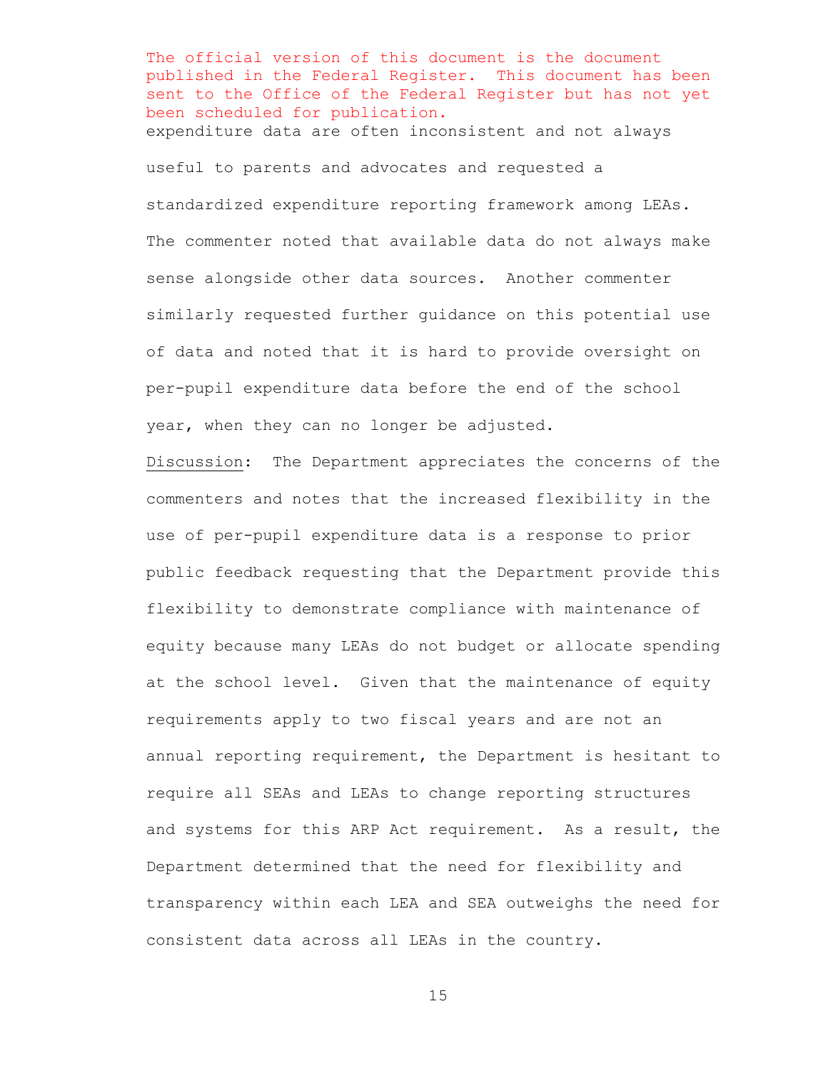The official version of this document is the document published in the Federal Register. This document has been sent to the Office of the Federal Register but has not yet been scheduled for publication.

expenditure data are often inconsistent and not always useful to parents and advocates and requested a standardized expenditure reporting framework among LEAs. The commenter noted that available data do not always make sense alongside other data sources. Another commenter similarly requested further guidance on this potential use of data and noted that it is hard to provide oversight on per-pupil expenditure data before the end of the school year, when they can no longer be adjusted.

Discussion: The Department appreciates the concerns of the commenters and notes that the increased flexibility in the use of per-pupil expenditure data is a response to prior public feedback requesting that the Department provide this flexibility to demonstrate compliance with maintenance of equity because many LEAs do not budget or allocate spending at the school level. Given that the maintenance of equity requirements apply to two fiscal years and are not an annual reporting requirement, the Department is hesitant to require all SEAs and LEAs to change reporting structures and systems for this ARP Act requirement. As a result, the Department determined that the need for flexibility and transparency within each LEA and SEA outweighs the need for consistent data across all LEAs in the country.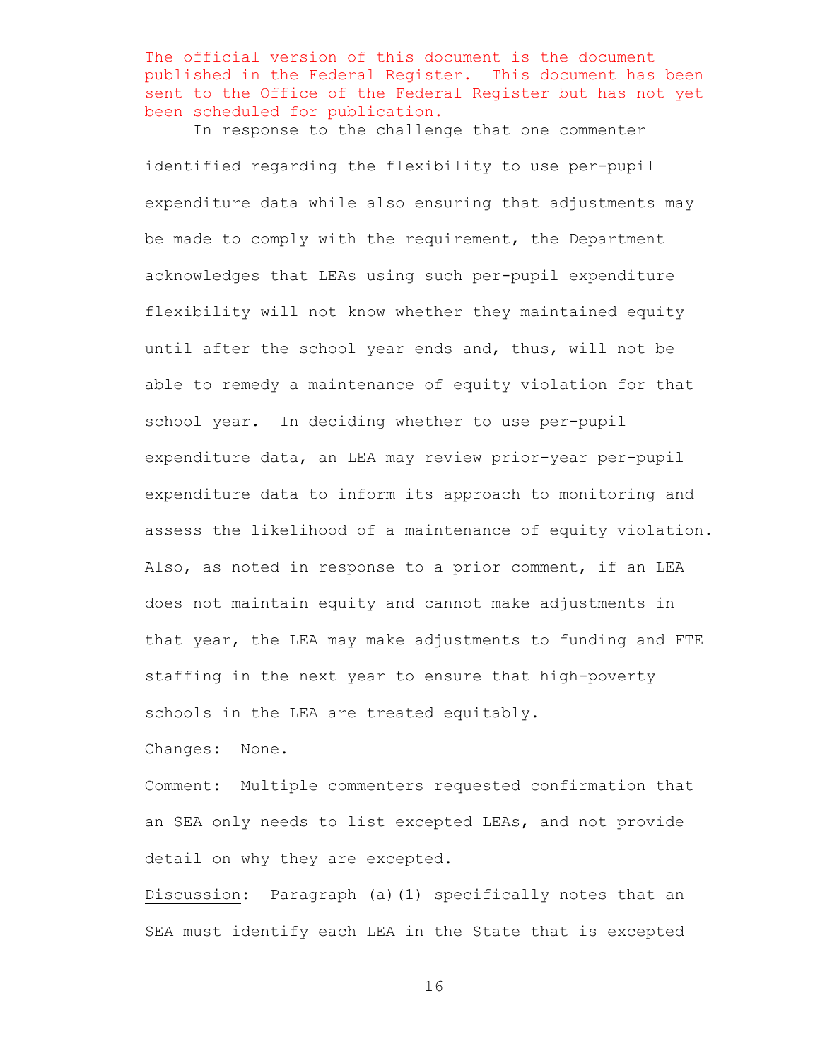The official version of this document is the document published in the Federal Register. This document has been sent to the Office of the Federal Register but has not yet been scheduled for publication.

In response to the challenge that one commenter identified regarding the flexibility to use per-pupil expenditure data while also ensuring that adjustments may be made to comply with the requirement, the Department acknowledges that LEAs using such per-pupil expenditure flexibility will not know whether they maintained equity until after the school year ends and, thus, will not be able to remedy a maintenance of equity violation for that school year. In deciding whether to use per-pupil expenditure data, an LEA may review prior-year per-pupil expenditure data to inform its approach to monitoring and assess the likelihood of a maintenance of equity violation. Also, as noted in response to a prior comment, if an LEA does not maintain equity and cannot make adjustments in that year, the LEA may make adjustments to funding and FTE staffing in the next year to ensure that high-poverty schools in the LEA are treated equitably.

Changes: None.

Comment: Multiple commenters requested confirmation that an SEA only needs to list excepted LEAs, and not provide detail on why they are excepted.

Discussion: Paragraph (a)(1) specifically notes that an SEA must identify each LEA in the State that is excepted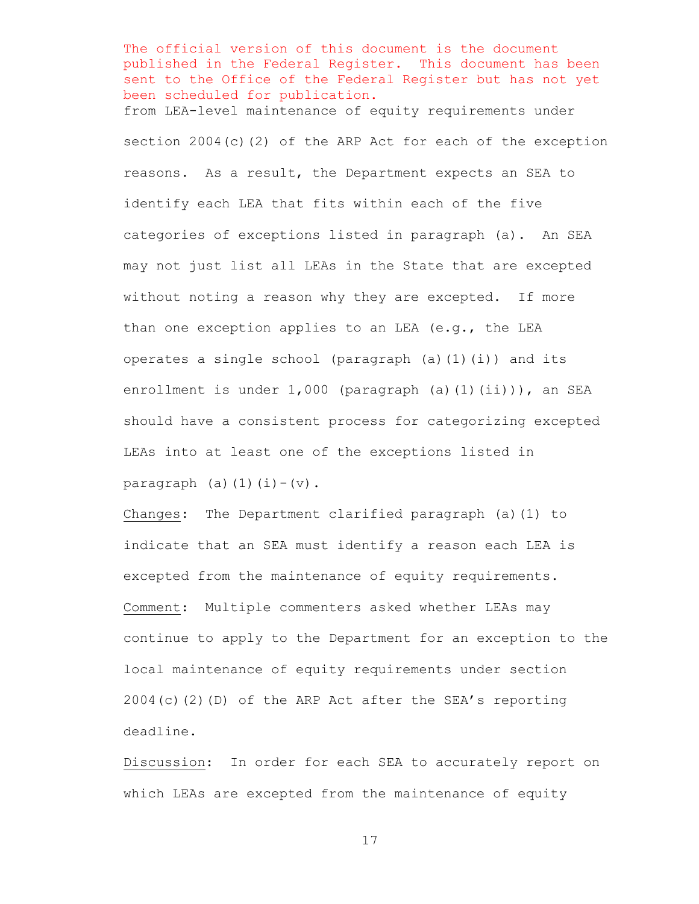The official version of this document is the document published in the Federal Register. This document has been sent to the Office of the Federal Register but has not yet been scheduled for publication.

from LEA-level maintenance of equity requirements under section 2004(c)(2) of the ARP Act for each of the exception reasons. As a result, the Department expects an SEA to identify each LEA that fits within each of the five categories of exceptions listed in paragraph (a). An SEA may not just list all LEAs in the State that are excepted without noting a reason why they are excepted. If more than one exception applies to an LEA (e.g., the LEA operates a single school (paragraph (a)(1)(i)) and its enrollment is under 1,000 (paragraph (a)(1)(ii))), an SEA should have a consistent process for categorizing excepted LEAs into at least one of the exceptions listed in paragraph (a)(1)(i)-(v).

<u>Changes</u>: The Department clarified paragraph (a)(1) to indicate that an SEA must identify a reason each LEA is excepted from the maintenance of equity requirements.

<u>Comment</u>: Multiple commenters asked whether LEAs may continue to apply to the Department for an exception to the local maintenance of equity requirements under section 2004(c)(2)(D) of the ARP Act after the SEA's reporting deadline.

<u>Discussion</u>: In order for each SEA to accurately report on which LEAs are excepted from the maintenance of equity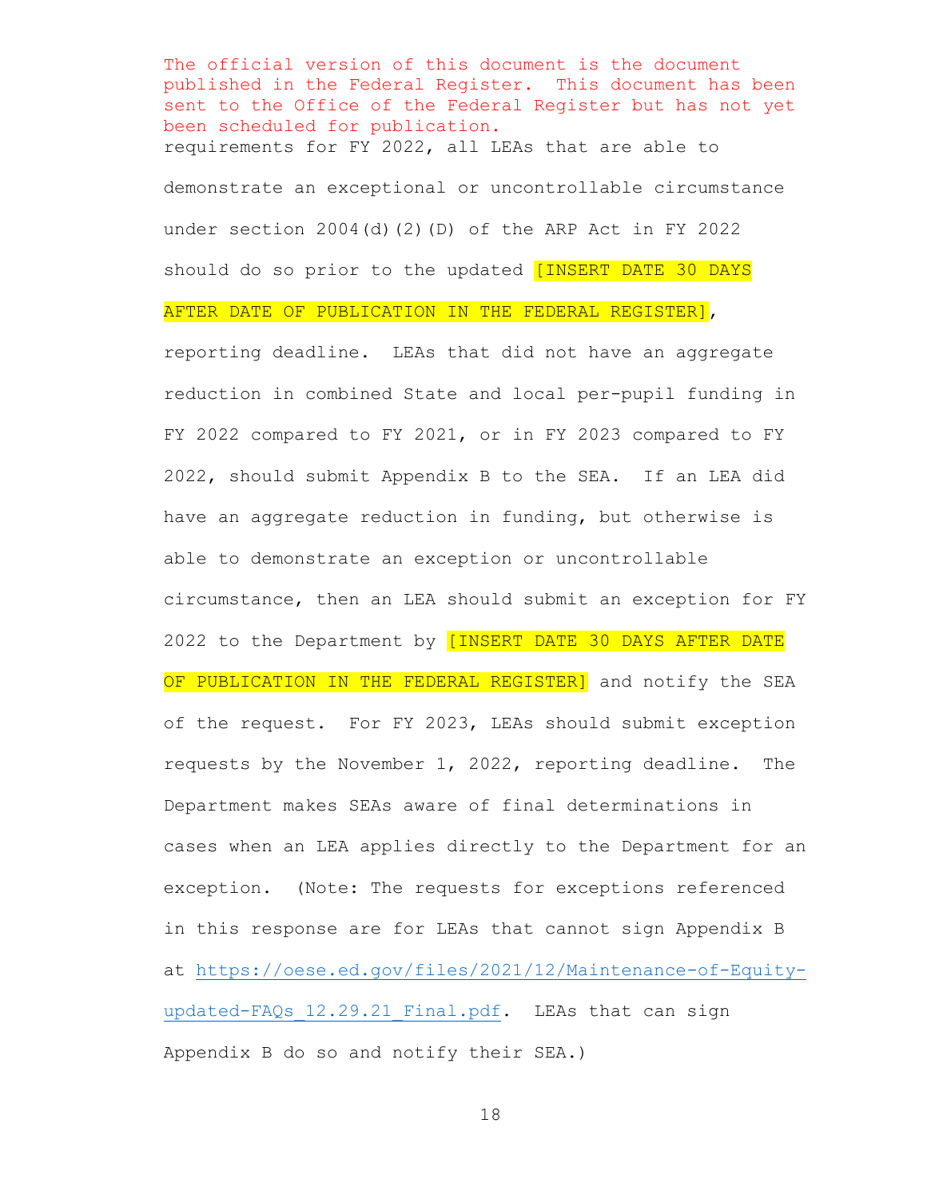The official version of this document is the document published in the Federal Register. This document has been sent to the Office of the Federal Register but has not yet been scheduled for publication.

requirements for FY 2022, all LEAs that are able to demonstrate an exceptional or uncontrollable circumstance under section 2004(d)(2)(D) of the ARP Act in FY 2022 should do so prior to the updated [INSERT DATE 30 DAYS AFTER DATE OF PUBLICATION IN THE FEDERAL REGISTER], reporting deadline. LEAs that did not have an aggregate reduction in combined State and local per-pupil funding in FY 2022 compared to FY 2021, or in FY 2023 compared to FY 2022, should submit Appendix B to the SEA. If an LEA did have an aggregate reduction in funding, but otherwise is able to demonstrate an exception or uncontrollable circumstance, then an LEA should submit an exception for FY 2022 to the Department by [INSERT DATE 30 DAYS AFTER DATE OF PUBLICATION IN THE FEDERAL REGISTER] and notify the SEA of the request. For FY 2023, LEAs should submit exception requests by the November 1, 2022, reporting deadline. The Department makes SEAs aware of final determinations in cases when an LEA applies directly to the Department for an exception. (Note: The requests for exceptions referenced in this response are for LEAs that cannot sign Appendix B at https://oese.ed.gov/files/2021/12/Maintenance-of-Equity-updated-FAQs_12.29.21_Final.pdf. LEAs that can sign Appendix B do so and notify their SEA.)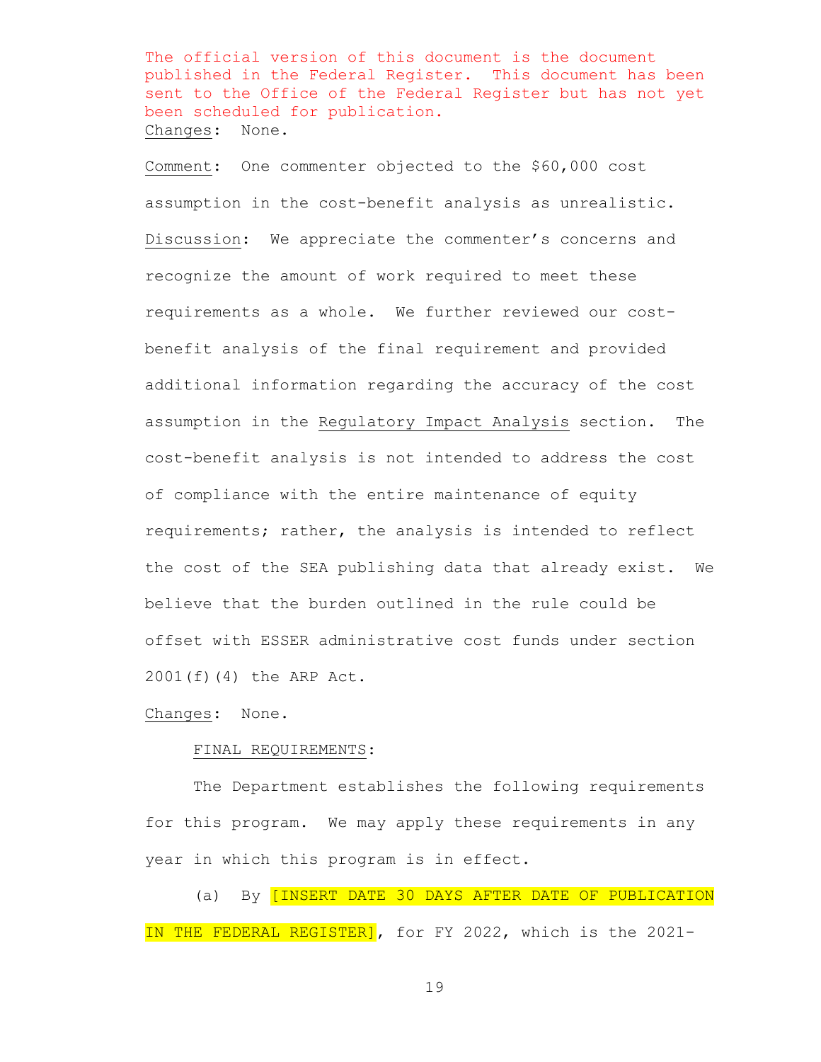The official version of this document is the document published in the Federal Register. This document has been sent to the Office of the Federal Register but has not yet been scheduled for publication.

Changes: None.

Comment: One commenter objected to the $60,000 cost assumption in the cost-benefit analysis as unrealistic.

Discussion: We appreciate the commenter's concerns and recognize the amount of work required to meet these requirements as a whole. We further reviewed our cost-benefit analysis of the final requirement and provided additional information regarding the accuracy of the cost assumption in the Regulatory Impact Analysis section. The cost-benefit analysis is not intended to address the cost of compliance with the entire maintenance of equity requirements; rather, the analysis is intended to reflect the cost of the SEA publishing data that already exist. We believe that the burden outlined in the rule could be offset with ESSER administrative cost funds under section 2001(f)(4) the ARP Act.

Changes: None.

FINAL REQUIREMENTS:

The Department establishes the following requirements for this program. We may apply these requirements in any year in which this program is in effect.

(a) By [INSERT DATE 30 DAYS AFTER DATE OF PUBLICATION IN THE FEDERAL REGISTER], for FY 2022, which is the 2021-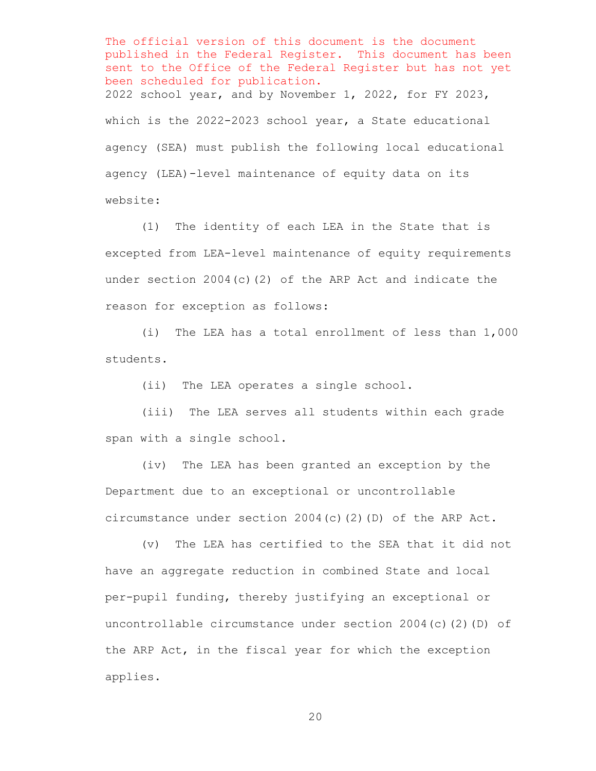The official version of this document is the document published in the Federal Register. This document has been sent to the Office of the Federal Register but has not yet been scheduled for publication.

2022 school year, and by November 1, 2022, for FY 2023, which is the 2022-2023 school year, a State educational agency (SEA) must publish the following local educational agency (LEA)-level maintenance of equity data on its website:

(1) The identity of each LEA in the State that is excepted from LEA-level maintenance of equity requirements under section 2004(c)(2) of the ARP Act and indicate the reason for exception as follows:

(i) The LEA has a total enrollment of less than 1,000 students.

(ii) The LEA operates a single school.

(iii) The LEA serves all students within each grade span with a single school.

(iv) The LEA has been granted an exception by the Department due to an exceptional or uncontrollable circumstance under section 2004(c)(2)(D) of the ARP Act.

(v) The LEA has certified to the SEA that it did not have an aggregate reduction in combined State and local per-pupil funding, thereby justifying an exceptional or uncontrollable circumstance under section 2004(c)(2)(D) of the ARP Act, in the fiscal year for which the exception applies.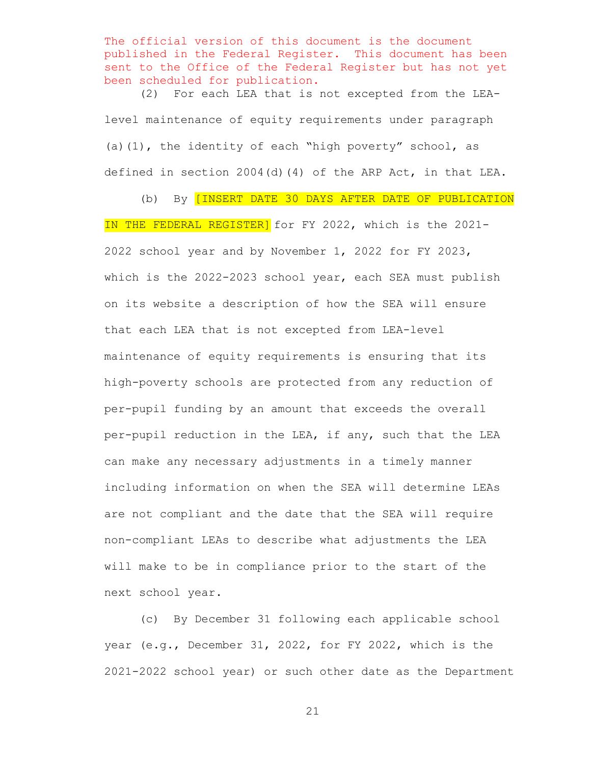The official version of this document is the document published in the Federal Register. This document has been sent to the Office of the Federal Register but has not yet been scheduled for publication.

(2) For each LEA that is not excepted from the LEA-level maintenance of equity requirements under paragraph (a)(1), the identity of each "high poverty" school, as defined in section 2004(d)(4) of the ARP Act, in that LEA.

(b) By [INSERT DATE 30 DAYS AFTER DATE OF PUBLICATION IN THE FEDERAL REGISTER] for FY 2022, which is the 2021-2022 school year and by November 1, 2022 for FY 2023, which is the 2022-2023 school year, each SEA must publish on its website a description of how the SEA will ensure that each LEA that is not excepted from LEA-level maintenance of equity requirements is ensuring that its high-poverty schools are protected from any reduction of per-pupil funding by an amount that exceeds the overall per-pupil reduction in the LEA, if any, such that the LEA can make any necessary adjustments in a timely manner including information on when the SEA will determine LEAs are not compliant and the date that the SEA will require non-compliant LEAs to describe what adjustments the LEA will make to be in compliance prior to the start of the next school year.

(c) By December 31 following each applicable school year (e.g., December 31, 2022, for FY 2022, which is the 2021-2022 school year) or such other date as the Department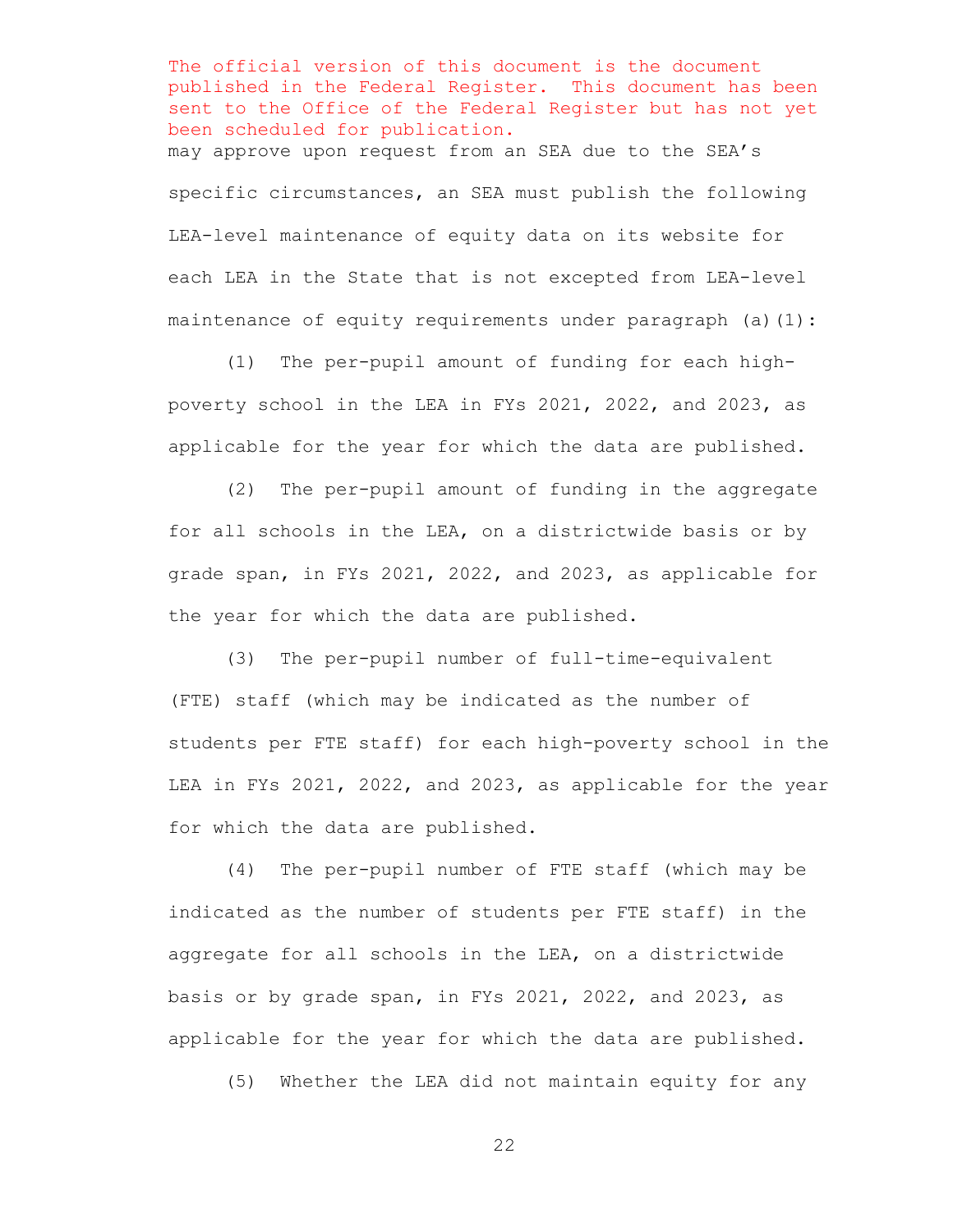The official version of this document is the document published in the Federal Register. This document has been sent to the Office of the Federal Register but has not yet been scheduled for publication.

may approve upon request from an SEA due to the SEA's specific circumstances, an SEA must publish the following LEA-level maintenance of equity data on its website for each LEA in the State that is not excepted from LEA-level maintenance of equity requirements under paragraph (a)(1):

(1) The per-pupil amount of funding for each high-poverty school in the LEA in FYs 2021, 2022, and 2023, as applicable for the year for which the data are published.

(2) The per-pupil amount of funding in the aggregate for all schools in the LEA, on a districtwide basis or by grade span, in FYs 2021, 2022, and 2023, as applicable for the year for which the data are published.

(3) The per-pupil number of full-time-equivalent (FTE) staff (which may be indicated as the number of students per FTE staff) for each high-poverty school in the LEA in FYs 2021, 2022, and 2023, as applicable for the year for which the data are published.

(4) The per-pupil number of FTE staff (which may be indicated as the number of students per FTE staff) in the aggregate for all schools in the LEA, on a districtwide basis or by grade span, in FYs 2021, 2022, and 2023, as applicable for the year for which the data are published.

(5) Whether the LEA did not maintain equity for any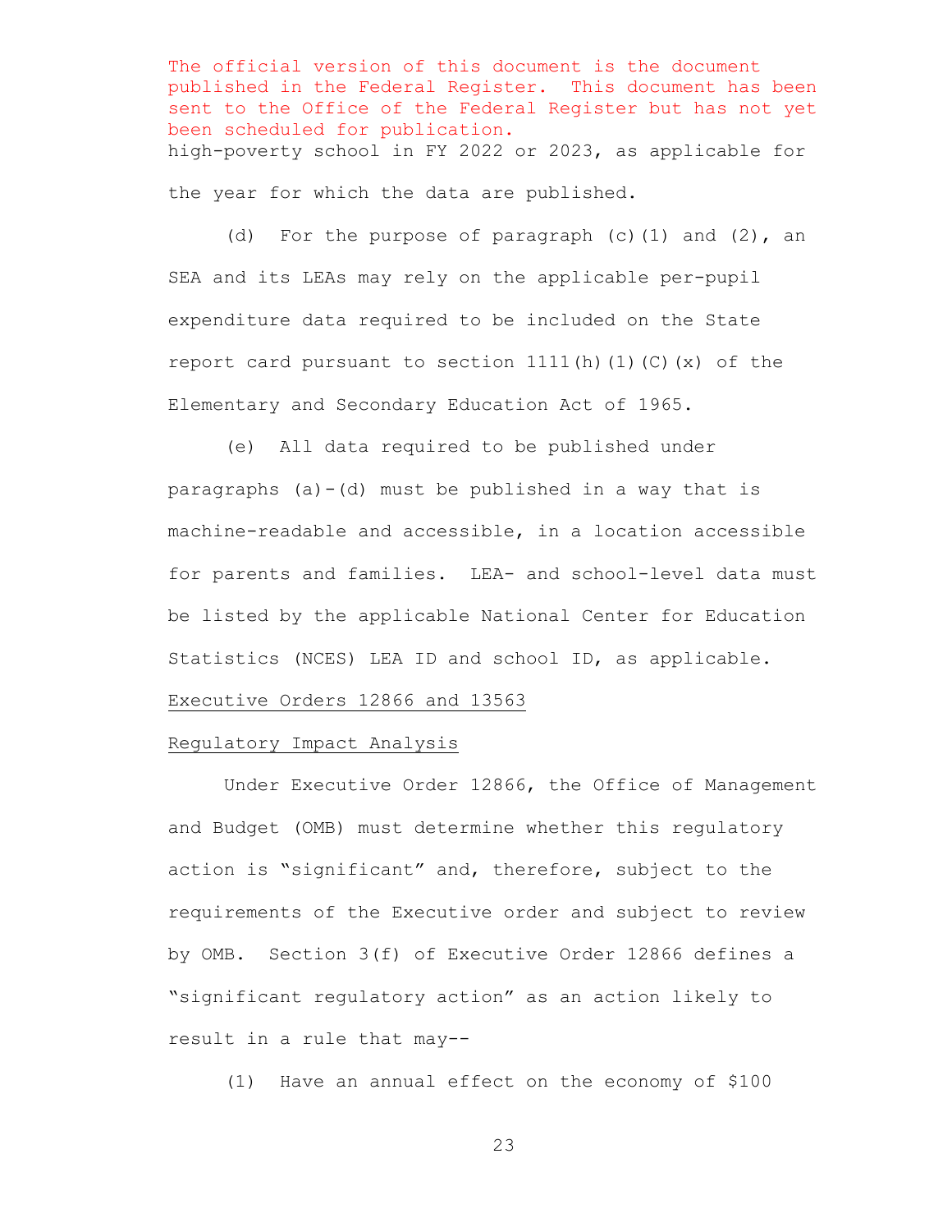The official version of this document is the document published in the Federal Register. This document has been sent to the Office of the Federal Register but has not yet been scheduled for publication.

high-poverty school in FY 2022 or 2023, as applicable for the year for which the data are published.

(d) For the purpose of paragraph (c)(1) and (2), an SEA and its LEAs may rely on the applicable per-pupil expenditure data required to be included on the State report card pursuant to section 1111(h)(1)(C)(x) of the Elementary and Secondary Education Act of 1965.

(e) All data required to be published under paragraphs (a)-(d) must be published in a way that is machine-readable and accessible, in a location accessible for parents and families. LEA- and school-level data must be listed by the applicable National Center for Education Statistics (NCES) LEA ID and school ID, as applicable.

Executive Orders 12866 and 13563

Regulatory Impact Analysis

Under Executive Order 12866, the Office of Management and Budget (OMB) must determine whether this regulatory action is "significant" and, therefore, subject to the requirements of the Executive order and subject to review by OMB. Section 3(f) of Executive Order 12866 defines a "significant regulatory action" as an action likely to result in a rule that may--

(1) Have an annual effect on the economy of $100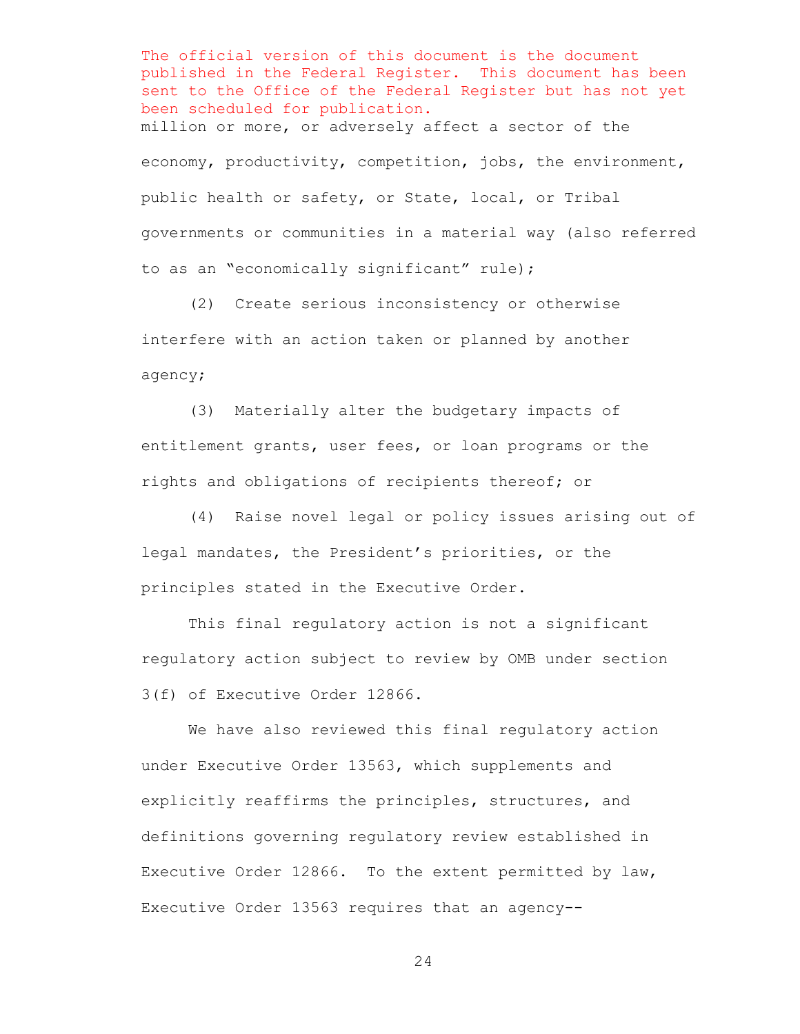The official version of this document is the document published in the Federal Register. This document has been sent to the Office of the Federal Register but has not yet been scheduled for publication.

million or more, or adversely affect a sector of the economy, productivity, competition, jobs, the environment, public health or safety, or State, local, or Tribal governments or communities in a material way (also referred to as an "economically significant" rule);

(2) Create serious inconsistency or otherwise interfere with an action taken or planned by another agency;

(3) Materially alter the budgetary impacts of entitlement grants, user fees, or loan programs or the rights and obligations of recipients thereof; or

(4) Raise novel legal or policy issues arising out of legal mandates, the President's priorities, or the principles stated in the Executive Order.

This final regulatory action is not a significant regulatory action subject to review by OMB under section 3(f) of Executive Order 12866.

We have also reviewed this final regulatory action under Executive Order 13563, which supplements and explicitly reaffirms the principles, structures, and definitions governing regulatory review established in Executive Order 12866. To the extent permitted by law, Executive Order 13563 requires that an agency--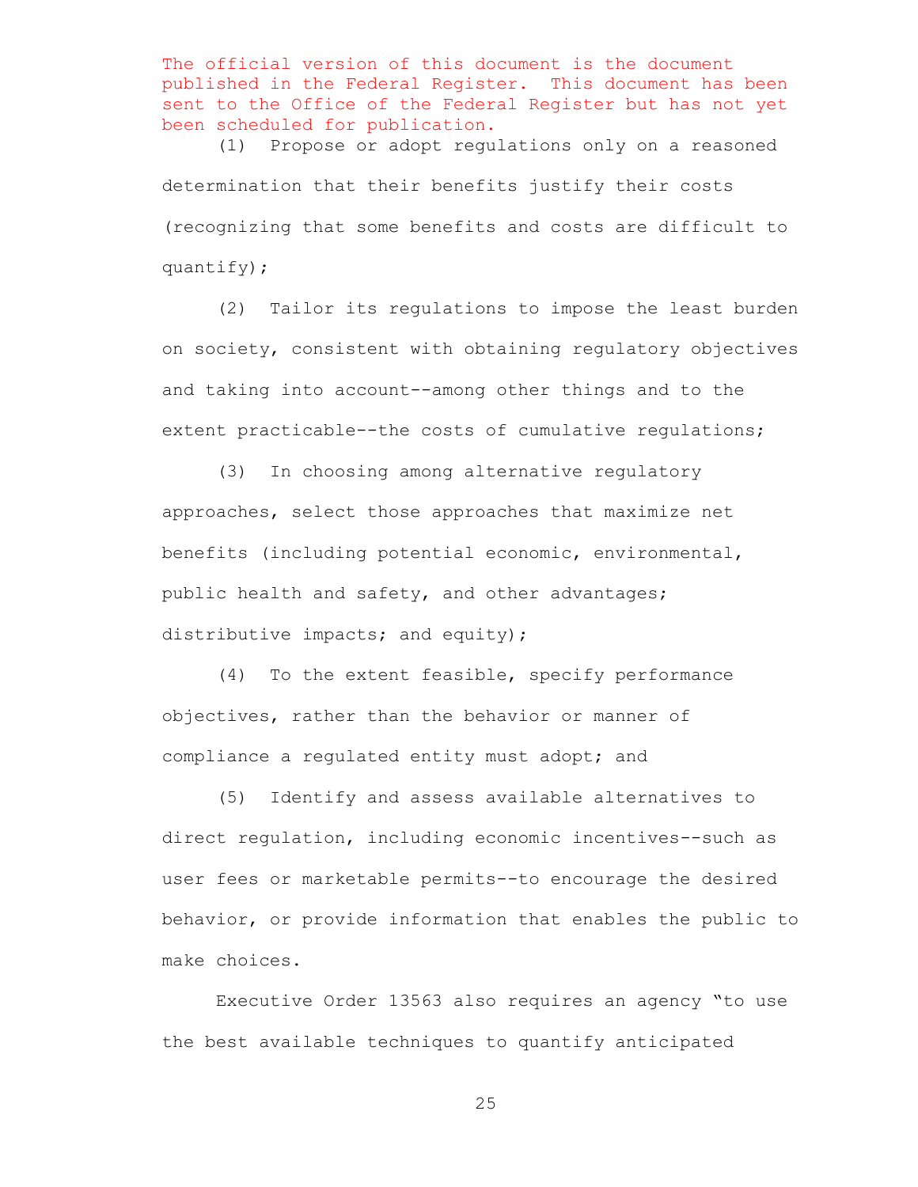The official version of this document is the document published in the Federal Register. This document has been sent to the Office of the Federal Register but has not yet been scheduled for publication.

(1) Propose or adopt regulations only on a reasoned determination that their benefits justify their costs (recognizing that some benefits and costs are difficult to quantify);

(2) Tailor its regulations to impose the least burden on society, consistent with obtaining regulatory objectives and taking into account--among other things and to the extent practicable--the costs of cumulative regulations;

(3) In choosing among alternative regulatory approaches, select those approaches that maximize net benefits (including potential economic, environmental, public health and safety, and other advantages; distributive impacts; and equity);

(4) To the extent feasible, specify performance objectives, rather than the behavior or manner of compliance a regulated entity must adopt; and

(5) Identify and assess available alternatives to direct regulation, including economic incentives--such as user fees or marketable permits--to encourage the desired behavior, or provide information that enables the public to make choices.

Executive Order 13563 also requires an agency "to use the best available techniques to quantify anticipated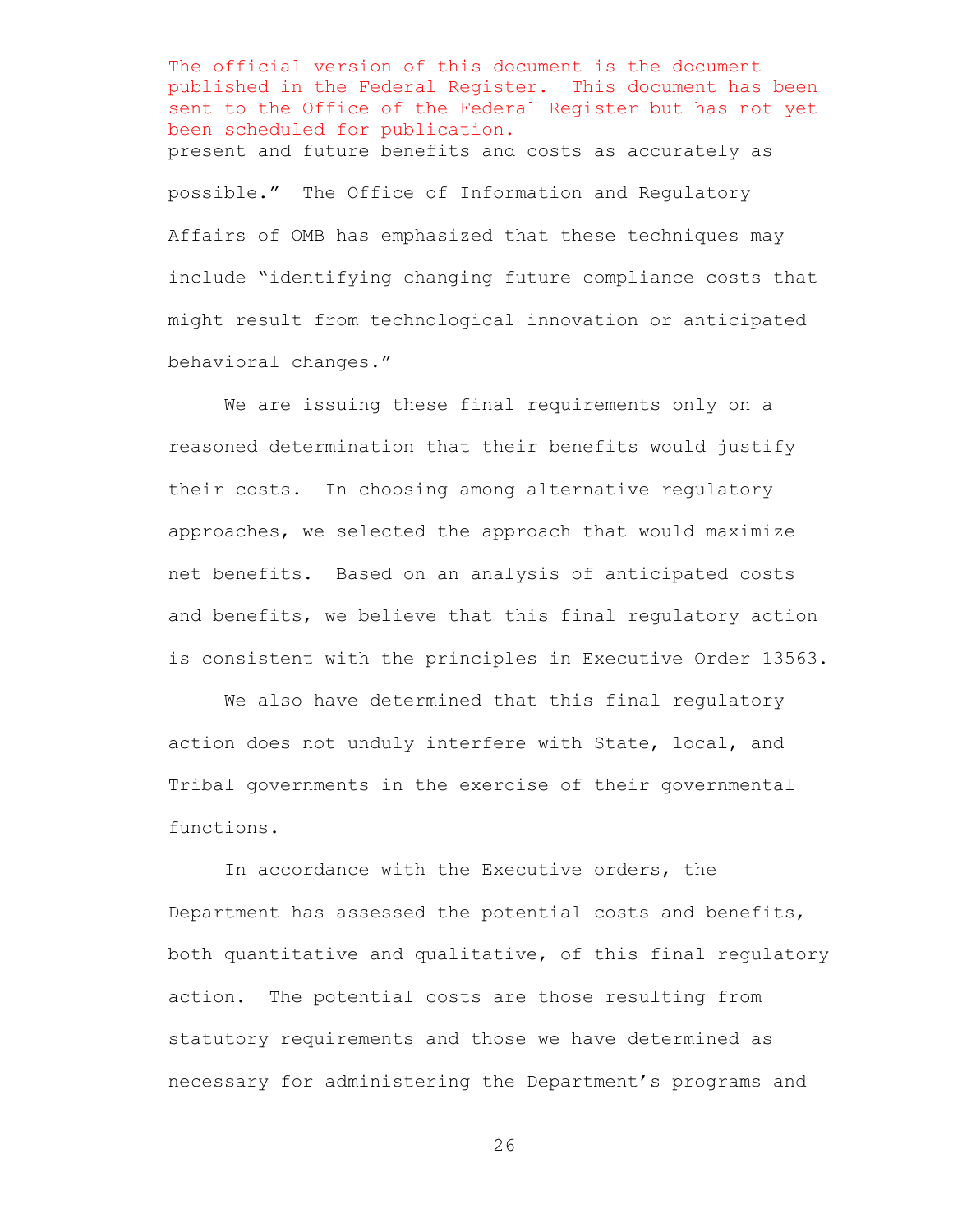The official version of this document is the document published in the Federal Register. This document has been sent to the Office of the Federal Register but has not yet been scheduled for publication.

present and future benefits and costs as accurately as possible." The Office of Information and Regulatory Affairs of OMB has emphasized that these techniques may include "identifying changing future compliance costs that might result from technological innovation or anticipated behavioral changes."

We are issuing these final requirements only on a reasoned determination that their benefits would justify their costs. In choosing among alternative regulatory approaches, we selected the approach that would maximize net benefits. Based on an analysis of anticipated costs and benefits, we believe that this final regulatory action is consistent with the principles in Executive Order 13563.

We also have determined that this final regulatory action does not unduly interfere with State, local, and Tribal governments in the exercise of their governmental functions.

In accordance with the Executive orders, the Department has assessed the potential costs and benefits, both quantitative and qualitative, of this final regulatory action. The potential costs are those resulting from statutory requirements and those we have determined as necessary for administering the Department's programs and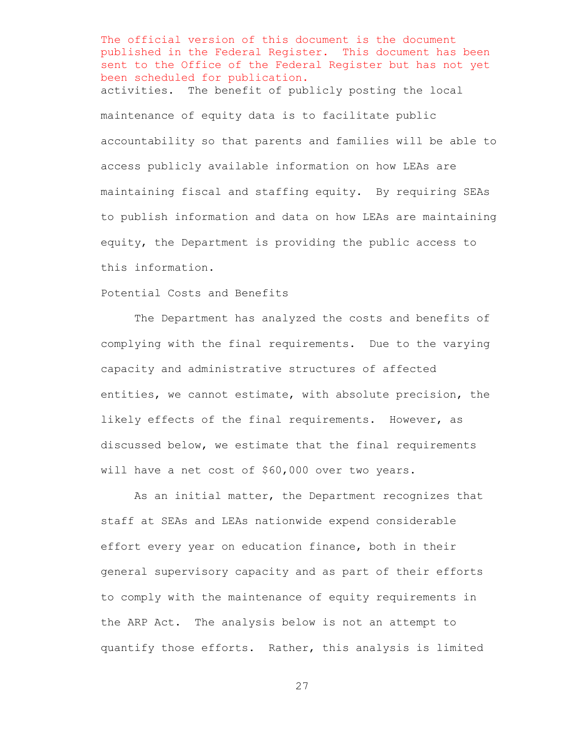The official version of this document is the document published in the Federal Register. This document has been sent to the Office of the Federal Register but has not yet been scheduled for publication.

activities. The benefit of publicly posting the local maintenance of equity data is to facilitate public accountability so that parents and families will be able to access publicly available information on how LEAs are maintaining fiscal and staffing equity. By requiring SEAs to publish information and data on how LEAs are maintaining equity, the Department is providing the public access to this information.

Potential Costs and Benefits

The Department has analyzed the costs and benefits of complying with the final requirements. Due to the varying capacity and administrative structures of affected entities, we cannot estimate, with absolute precision, the likely effects of the final requirements. However, as discussed below, we estimate that the final requirements will have a net cost of $60,000 over two years.

As an initial matter, the Department recognizes that staff at SEAs and LEAs nationwide expend considerable effort every year on education finance, both in their general supervisory capacity and as part of their efforts to comply with the maintenance of equity requirements in the ARP Act. The analysis below is not an attempt to quantify those efforts. Rather, this analysis is limited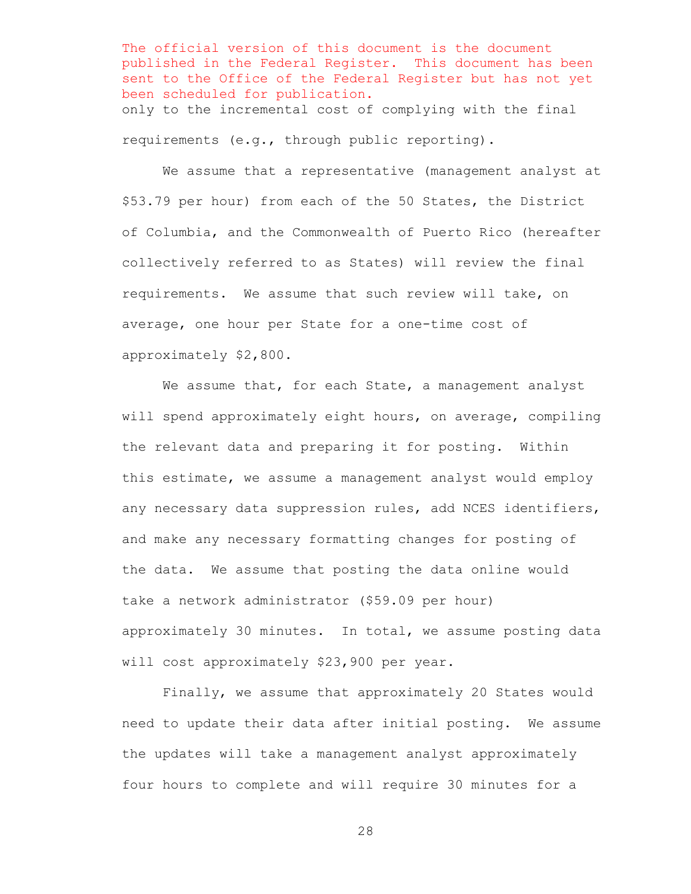The official version of this document is the document published in the Federal Register. This document has been sent to the Office of the Federal Register but has not yet been scheduled for publication.

only to the incremental cost of complying with the final requirements (e.g., through public reporting).

We assume that a representative (management analyst at $53.79 per hour) from each of the 50 States, the District of Columbia, and the Commonwealth of Puerto Rico (hereafter collectively referred to as States) will review the final requirements. We assume that such review will take, on average, one hour per State for a one-time cost of approximately $2,800.

We assume that, for each State, a management analyst will spend approximately eight hours, on average, compiling the relevant data and preparing it for posting. Within this estimate, we assume a management analyst would employ any necessary data suppression rules, add NCES identifiers, and make any necessary formatting changes for posting of the data. We assume that posting the data online would take a network administrator ($59.09 per hour) approximately 30 minutes. In total, we assume posting data will cost approximately $23,900 per year.

Finally, we assume that approximately 20 States would need to update their data after initial posting. We assume the updates will take a management analyst approximately four hours to complete and will require 30 minutes for a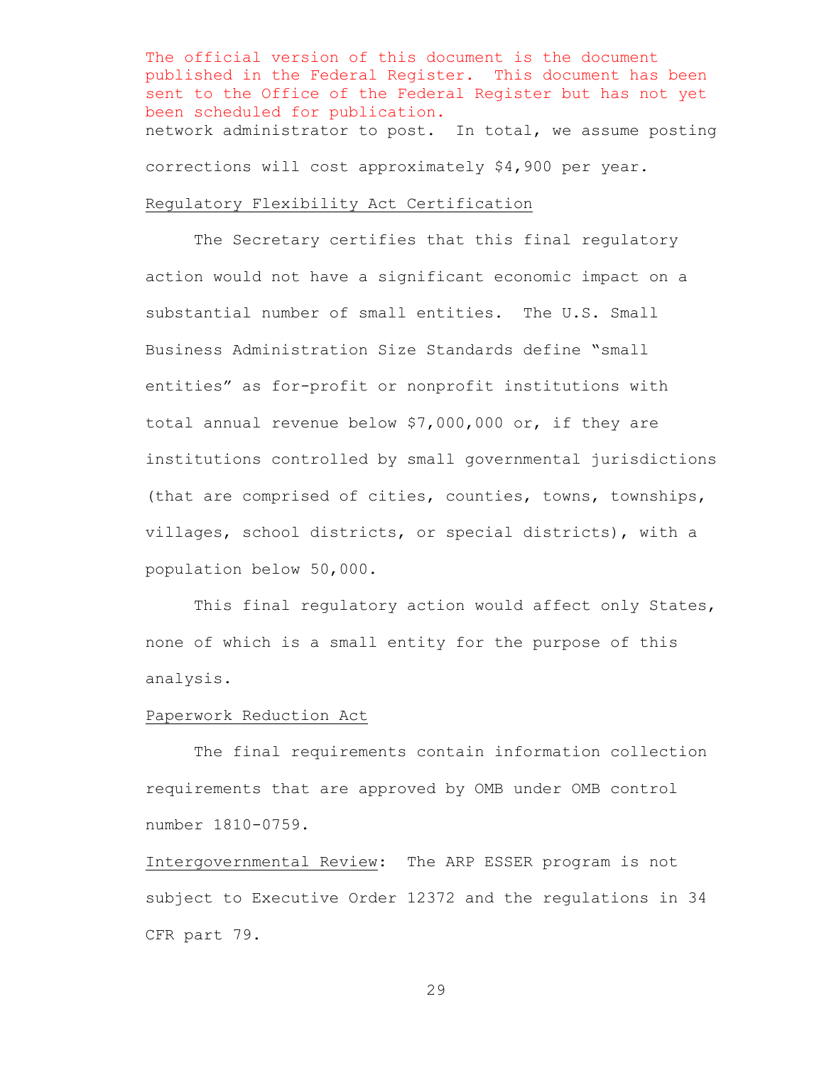The official version of this document is the document published in the Federal Register. This document has been sent to the Office of the Federal Register but has not yet been scheduled for publication.

network administrator to post. In total, we assume posting corrections will cost approximately $4,900 per year.

Regulatory Flexibility Act Certification

The Secretary certifies that this final regulatory action would not have a significant economic impact on a substantial number of small entities. The U.S. Small Business Administration Size Standards define "small entities" as for-profit or nonprofit institutions with total annual revenue below $7,000,000 or, if they are institutions controlled by small governmental jurisdictions (that are comprised of cities, counties, towns, townships, villages, school districts, or special districts), with a population below 50,000.

This final regulatory action would affect only States, none of which is a small entity for the purpose of this analysis.

Paperwork Reduction Act

The final requirements contain information collection requirements that are approved by OMB under OMB control number 1810-0759.

Intergovernmental Review: The ARP ESSER program is not subject to Executive Order 12372 and the regulations in 34 CFR part 79.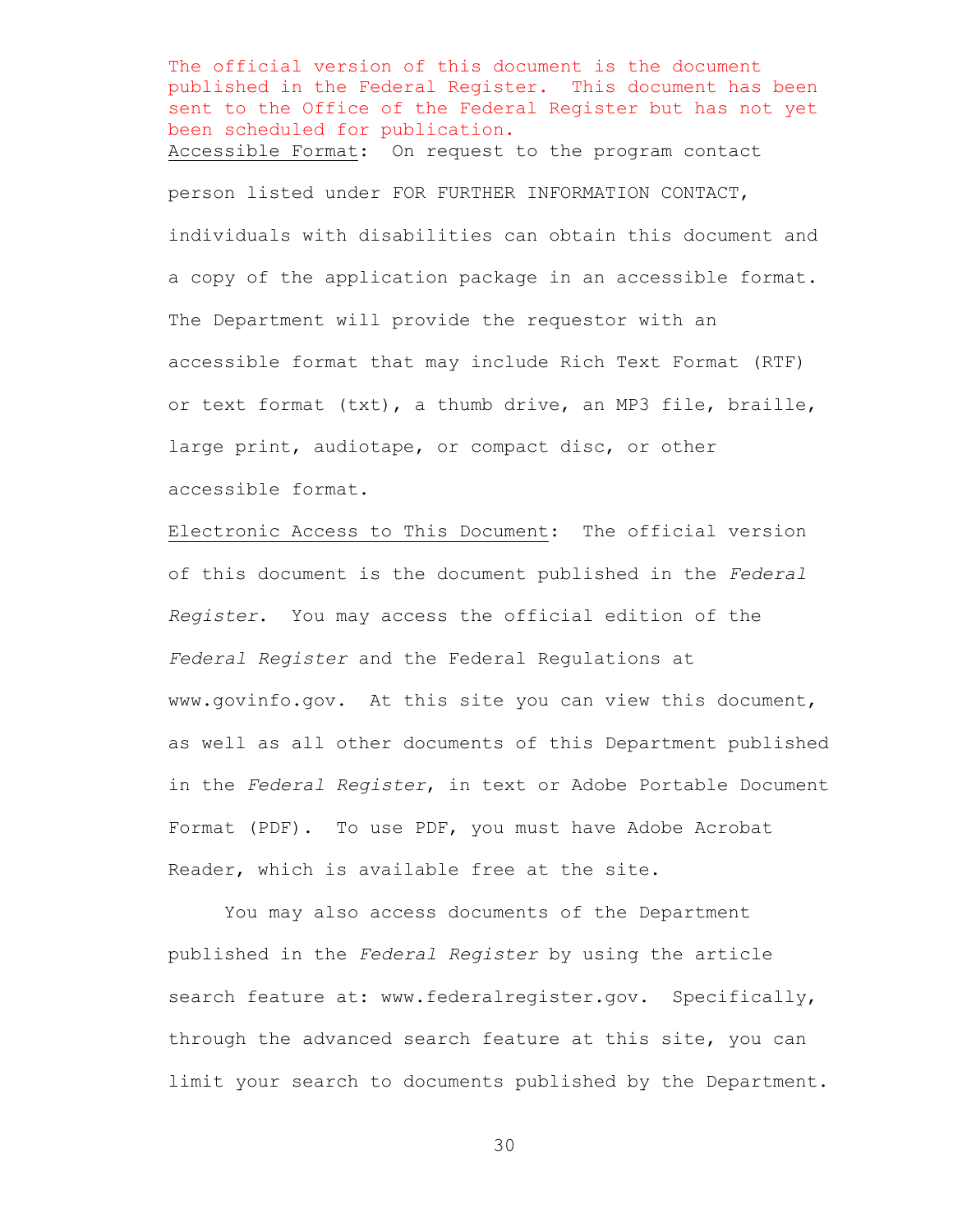The official version of this document is the document published in the Federal Register. This document has been sent to the Office of the Federal Register but has not yet been scheduled for publication.

Accessible Format: On request to the program contact person listed under FOR FURTHER INFORMATION CONTACT, individuals with disabilities can obtain this document and a copy of the application package in an accessible format. The Department will provide the requestor with an accessible format that may include Rich Text Format (RTF) or text format (txt), a thumb drive, an MP3 file, braille, large print, audiotape, or compact disc, or other accessible format.

Electronic Access to This Document: The official version of this document is the document published in the *Federal Register*. You may access the official edition of the *Federal Register* and the Federal Regulations at www.govinfo.gov. At this site you can view this document, as well as all other documents of this Department published in the *Federal Register*, in text or Adobe Portable Document Format (PDF). To use PDF, you must have Adobe Acrobat Reader, which is available free at the site.

You may also access documents of the Department published in the *Federal Register* by using the article search feature at: www.federalregister.gov. Specifically, through the advanced search feature at this site, you can limit your search to documents published by the Department.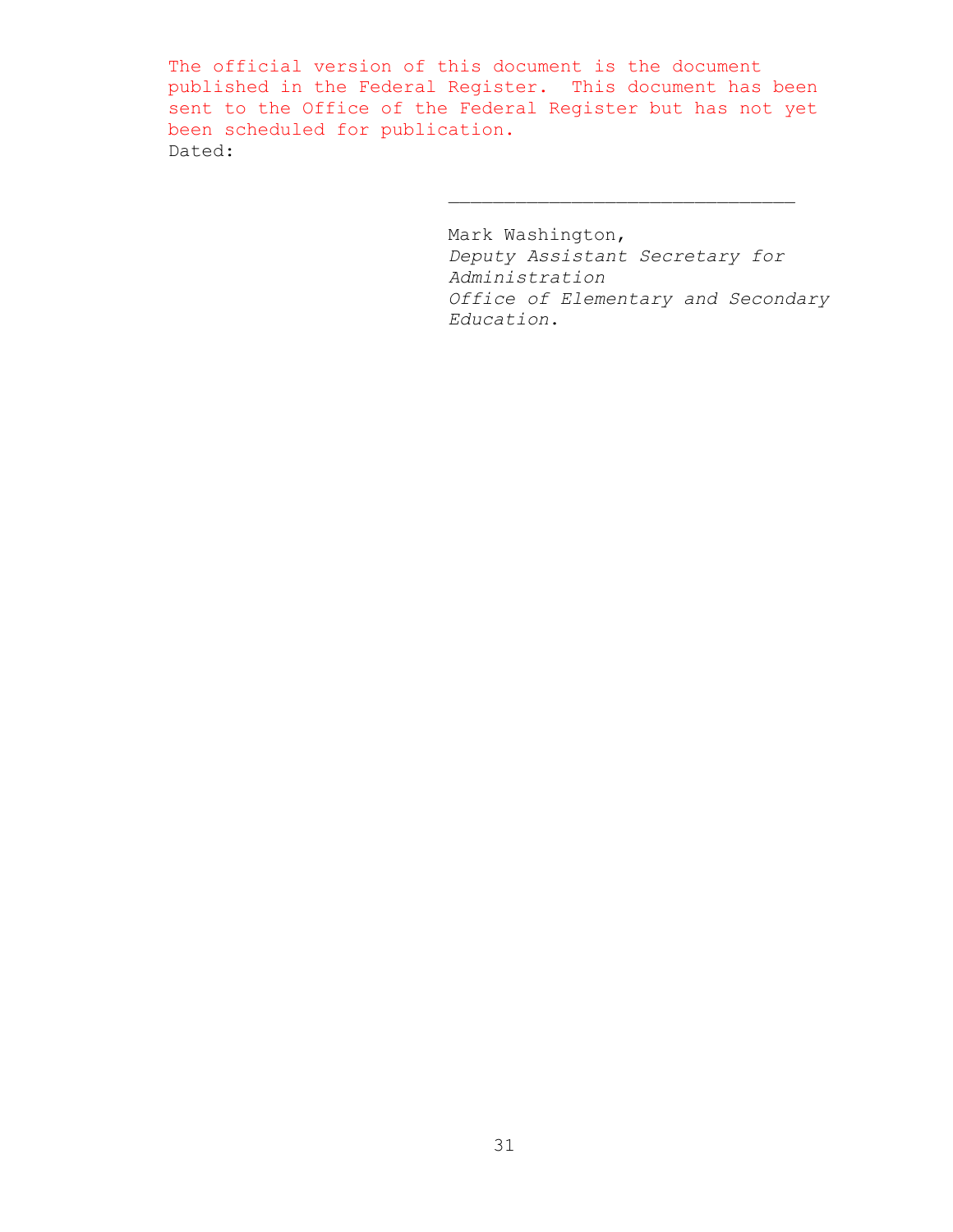The official version of this document is the document published in the Federal Register. This document has been sent to the Office of the Federal Register but has not yet been scheduled for publication.

Dated:

______________________________

Mark Washington,
*Deputy Assistant Secretary for Administration*
*Office of Elementary and Secondary Education*.